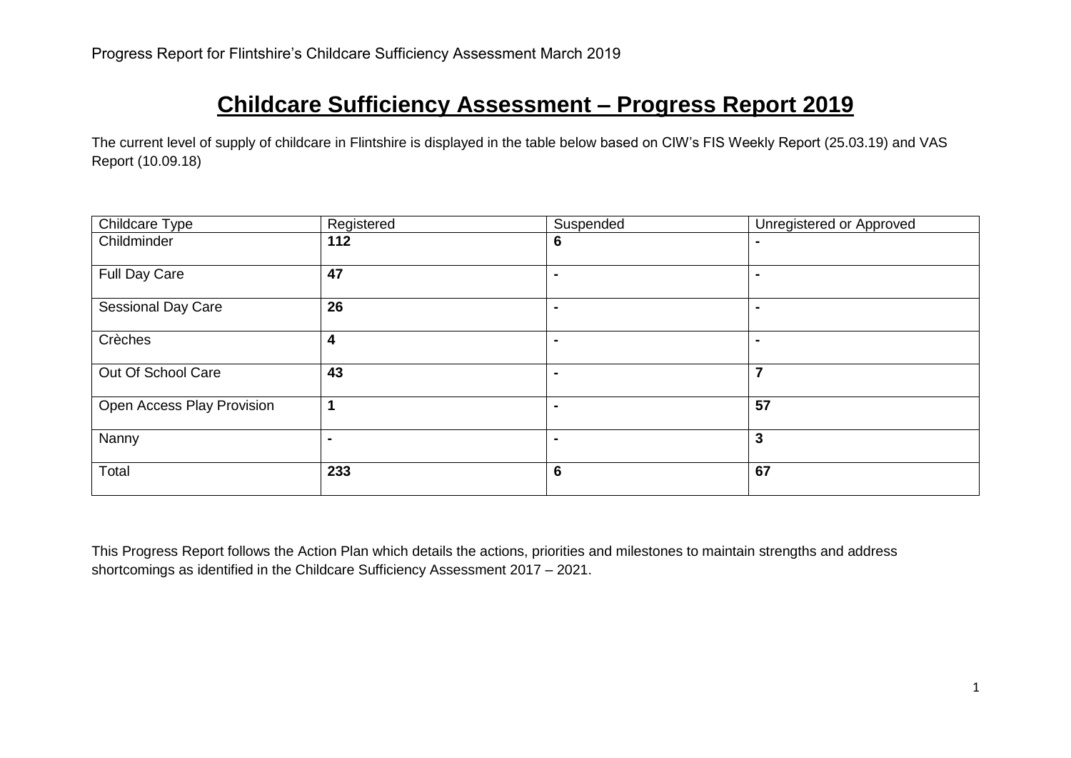# Childcare Sufficiency Assessment – Progress Report 2019

The current level of supply of childcare in Flintshire is displayed in the table below based on CIW's FIS Weekly Report (25.03.19) and VAS Report (10.09.18)

| Childcare Type | Registered | Suspended | Unregistered or Approved |
|---|---|---|---|
| Childminder | **112** | **6** | **-** |
| Full Day Care | **47** | **-** | **-** |
| Sessional Day Care | **26** | **-** | **-** |
| Crèches | **4** | **-** | **-** |
| Out Of School Care | **43** | **-** | **7** |
| Open Access Play Provision | **1** | **-** | **57** |
| Nanny | **-** | **-** | **3** |
| Total | **233** | **6** | **67** |

This Progress Report follows the Action Plan which details the actions, priorities and milestones to maintain strengths and address shortcomings as identified in the Childcare Sufficiency Assessment 2017 – 2021.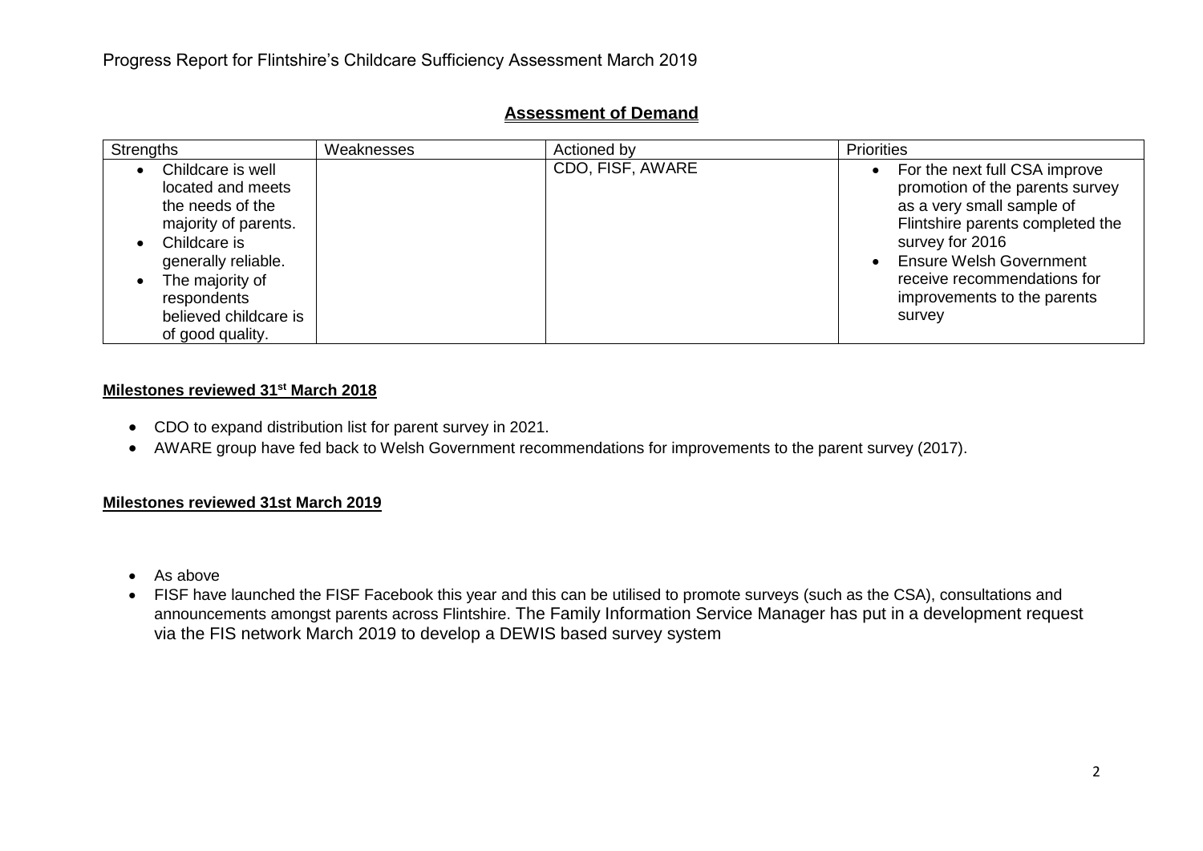## Assessment of Demand

| Strengths | Weaknesses | Actioned by | Priorities |
|---|---|---|---|
| • Childcare is well located and meets the needs of the majority of parents.<br>• Childcare is generally reliable.<br>• The majority of respondents believed childcare is of good quality. | | CDO, FISF, AWARE | • For the next full CSA improve promotion of the parents survey as a very small sample of Flintshire parents completed the survey for 2016<br>• Ensure Welsh Government receive recommendations for improvements to the parents survey |

**Milestones reviewed 31st March 2018**

- CDO to expand distribution list for parent survey in 2021.
- AWARE group have fed back to Welsh Government recommendations for improvements to the parent survey (2017).

**Milestones reviewed 31st March 2019**

- As above
- FISF have launched the FISF Facebook this year and this can be utilised to promote surveys (such as the CSA), consultations and announcements amongst parents across Flintshire. The Family Information Service Manager has put in a development request via the FIS network March 2019 to develop a DEWIS based survey system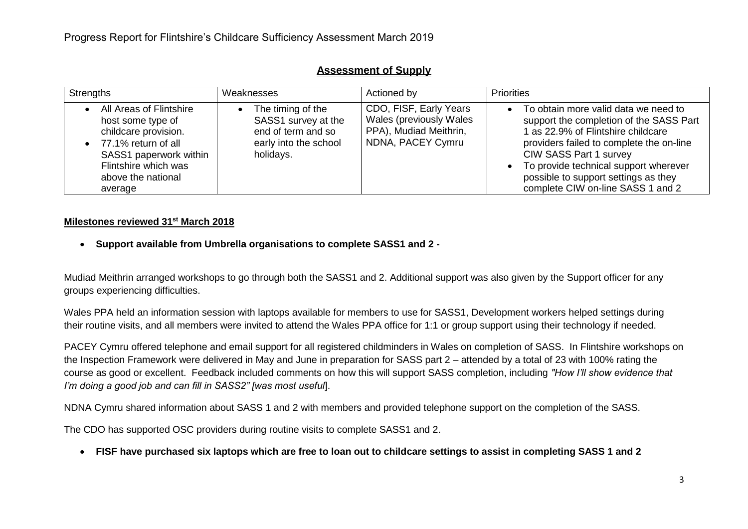## Assessment of Supply

| Strengths | Weaknesses | Actioned by | Priorities |
|---|---|---|---|
| • All Areas of Flintshire host some type of childcare provision.<br>• 77.1% return of all SASS1 paperwork within Flintshire which was above the national average | • The timing of the SASS1 survey at the end of term and so early into the school holidays. | CDO, FISF, Early Years Wales (previously Wales PPA), Mudiad Meithrin, NDNA, PACEY Cymru | • To obtain more valid data we need to support the completion of the SASS Part 1 as 22.9% of Flintshire childcare providers failed to complete the on-line CIW SASS Part 1 survey<br>• To provide technical support wherever possible to support settings as they complete CIW on-line SASS 1 and 2 |

**Milestones reviewed 31st March 2018**

- **Support available from Umbrella organisations to complete SASS1 and 2 -**

Mudiad Meithrin arranged workshops to go through both the SASS1 and 2. Additional support was also given by the Support officer for any groups experiencing difficulties.

Wales PPA held an information session with laptops available for members to use for SASS1, Development workers helped settings during their routine visits, and all members were invited to attend the Wales PPA office for 1:1 or group support using their technology if needed.

PACEY Cymru offered telephone and email support for all registered childminders in Wales on completion of SASS. In Flintshire workshops on the Inspection Framework were delivered in May and June in preparation for SASS part 2 – attended by a total of 23 with 100% rating the course as good or excellent. Feedback included comments on how this will support SASS completion, including *"How I'll show evidence that I'm doing a good job and can fill in SASS2" [was most useful*].

NDNA Cymru shared information about SASS 1 and 2 with members and provided telephone support on the completion of the SASS.

The CDO has supported OSC providers during routine visits to complete SASS1 and 2.

- **FISF have purchased six laptops which are free to loan out to childcare settings to assist in completing SASS 1 and 2**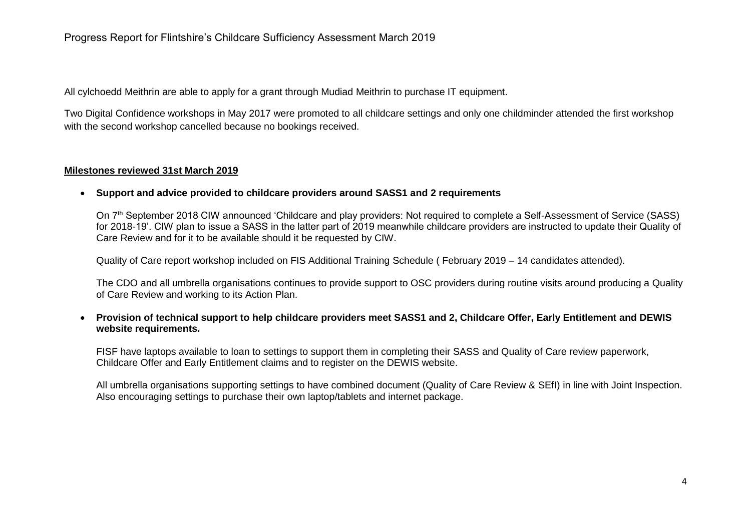All cylchoedd Meithrin are able to apply for a grant through Mudiad Meithrin to purchase IT equipment.

Two Digital Confidence workshops in May 2017 were promoted to all childcare settings and only one childminder attended the first workshop with the second workshop cancelled because no bookings received.

**Milestones reviewed 31st March 2019**

- **Support and advice provided to childcare providers around SASS1 and 2 requirements**

  On 7th September 2018 CIW announced 'Childcare and play providers: Not required to complete a Self-Assessment of Service (SASS) for 2018-19'. CIW plan to issue a SASS in the latter part of 2019 meanwhile childcare providers are instructed to update their Quality of Care Review and for it to be available should it be requested by CIW.

  Quality of Care report workshop included on FIS Additional Training Schedule ( February 2019 – 14 candidates attended).

  The CDO and all umbrella organisations continues to provide support to OSC providers during routine visits around producing a Quality of Care Review and working to its Action Plan.

- **Provision of technical support to help childcare providers meet SASS1 and 2, Childcare Offer, Early Entitlement and DEWIS website requirements.**

  FISF have laptops available to loan to settings to support them in completing their SASS and Quality of Care review paperwork, Childcare Offer and Early Entitlement claims and to register on the DEWIS website.

  All umbrella organisations supporting settings to have combined document (Quality of Care Review & SEfI) in line with Joint Inspection. Also encouraging settings to purchase their own laptop/tablets and internet package.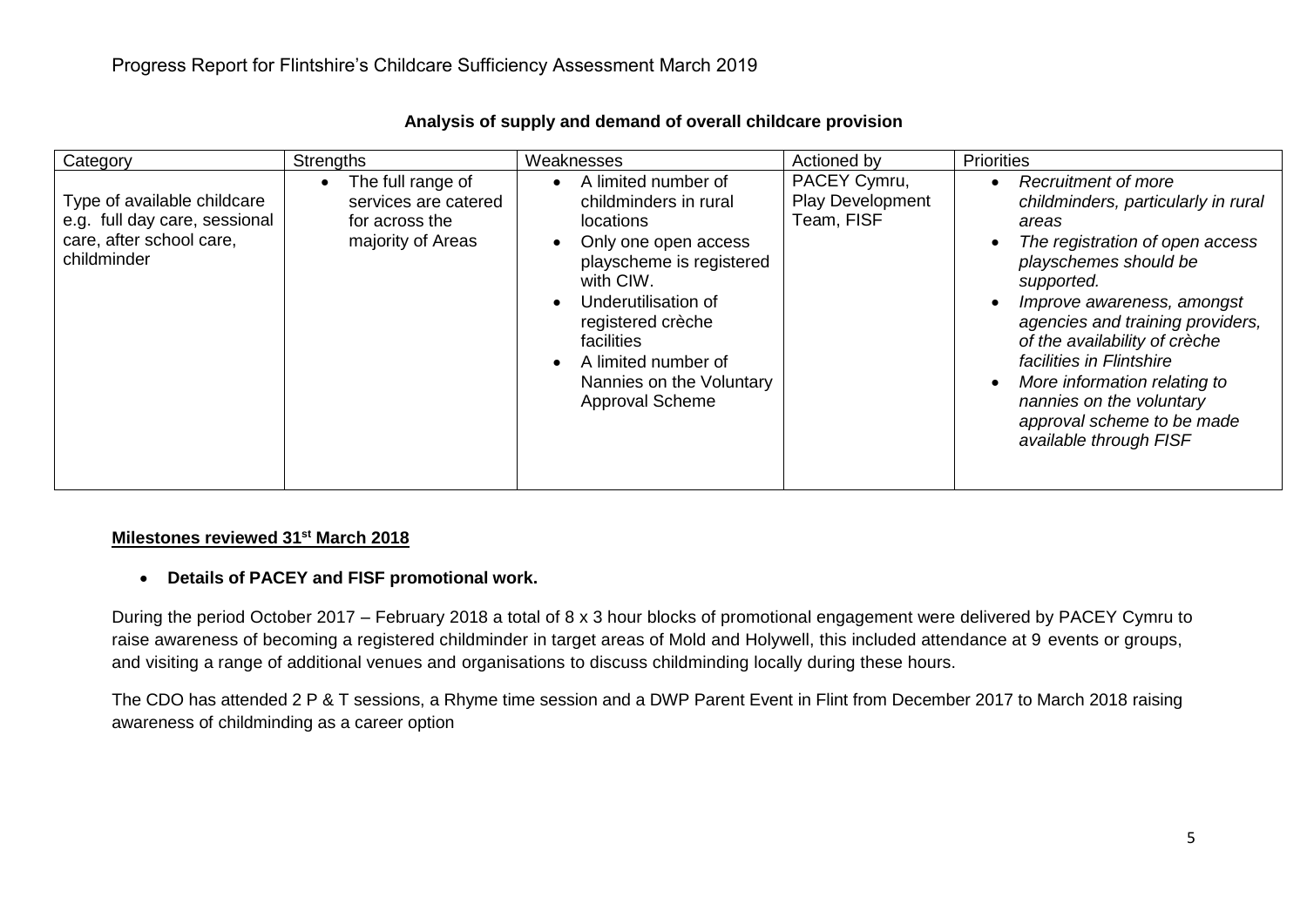Progress Report for Flintshire's Childcare Sufficiency Assessment March 2019

## Analysis of supply and demand of overall childcare provision

| Category | Strengths | Weaknesses | Actioned by | Priorities |
|---|---|---|---|---|
| Type of available childcare e.g. full day care, sessional care, after school care, childminder | • The full range of services are catered for across the majority of Areas | • A limited number of childminders in rural locations<br>• Only one open access playscheme is registered with CIW.<br>• Underutilisation of registered crèche facilities<br>• A limited number of Nannies on the Voluntary Approval Scheme | PACEY Cymru, Play Development Team, FISF | • *Recruitment of more childminders, particularly in rural areas*<br>• *The registration of open access playschemes should be supported.*<br>• *Improve awareness, amongst agencies and training providers, of the availability of crèche facilities in Flintshire*<br>• *More information relating to nannies on the voluntary approval scheme to be made available through FISF* |

**Milestones reviewed 31st March 2018**

- **Details of PACEY and FISF promotional work.**

During the period October 2017 – February 2018 a total of 8 x 3 hour blocks of promotional engagement were delivered by PACEY Cymru to raise awareness of becoming a registered childminder in target areas of Mold and Holywell, this included attendance at 9 events or groups, and visiting a range of additional venues and organisations to discuss childminding locally during these hours.

The CDO has attended 2 P & T sessions, a Rhyme time session and a DWP Parent Event in Flint from December 2017 to March 2018 raising awareness of childminding as a career option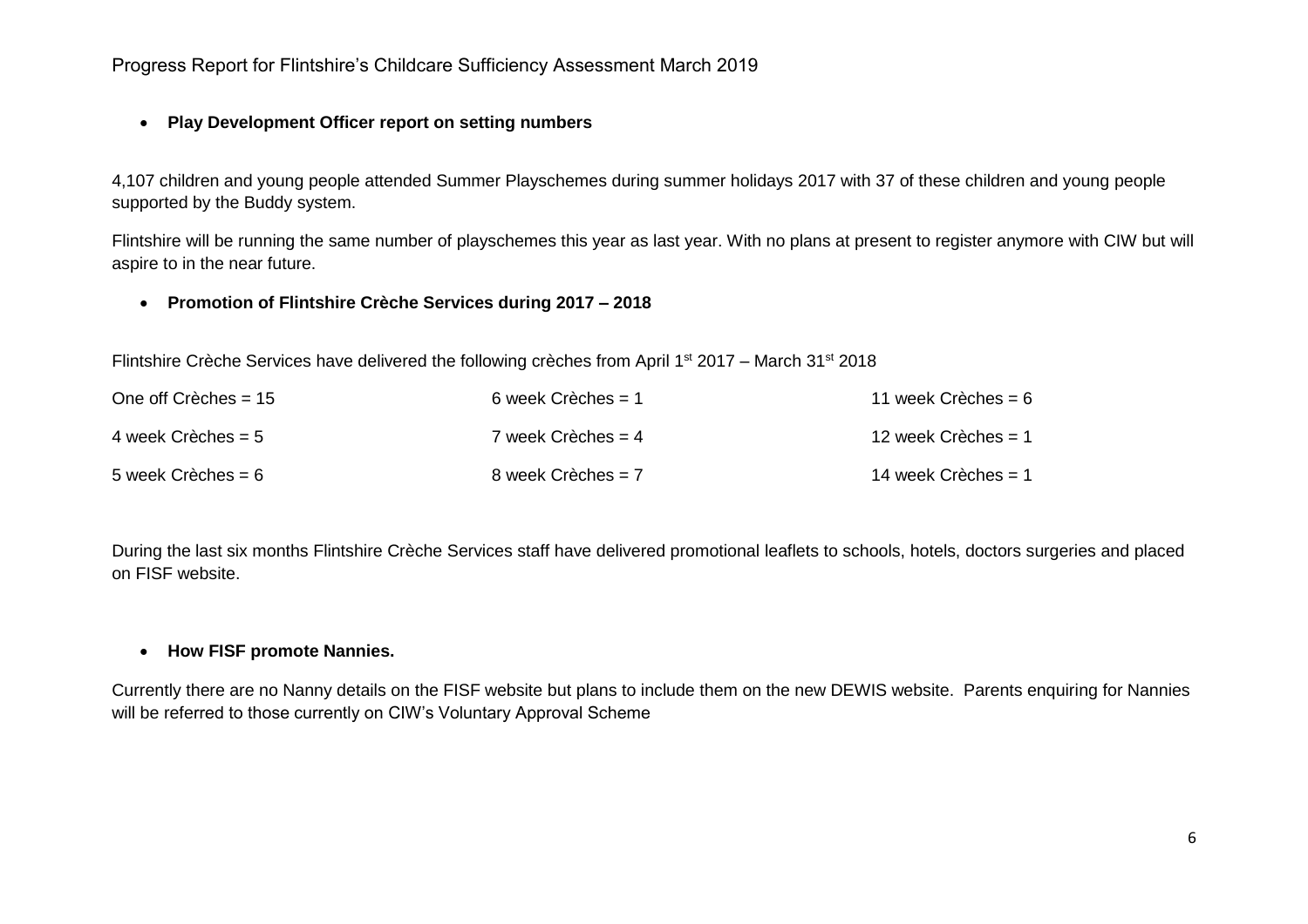- **Play Development Officer report on setting numbers**

4,107 children and young people attended Summer Playschemes during summer holidays 2017 with 37 of these children and young people supported by the Buddy system.

Flintshire will be running the same number of playschemes this year as last year. With no plans at present to register anymore with CIW but will aspire to in the near future.

- **Promotion of Flintshire Crèche Services during 2017 – 2018**

Flintshire Crèche Services have delivered the following crèches from April 1st 2017 – March 31st 2018

| | | |
|---|---|---|
| One off Crèches = 15 | 6 week Crèches = 1 | 11 week Crèches = 6 |
| 4 week Crèches = 5 | 7 week Crèches = 4 | 12 week Crèches = 1 |
| 5 week Crèches = 6 | 8 week Crèches = 7 | 14 week Crèches = 1 |

During the last six months Flintshire Crèche Services staff have delivered promotional leaflets to schools, hotels, doctors surgeries and placed on FISF website.

- **How FISF promote Nannies.**

Currently there are no Nanny details on the FISF website but plans to include them on the new DEWIS website. Parents enquiring for Nannies will be referred to those currently on CIW's Voluntary Approval Scheme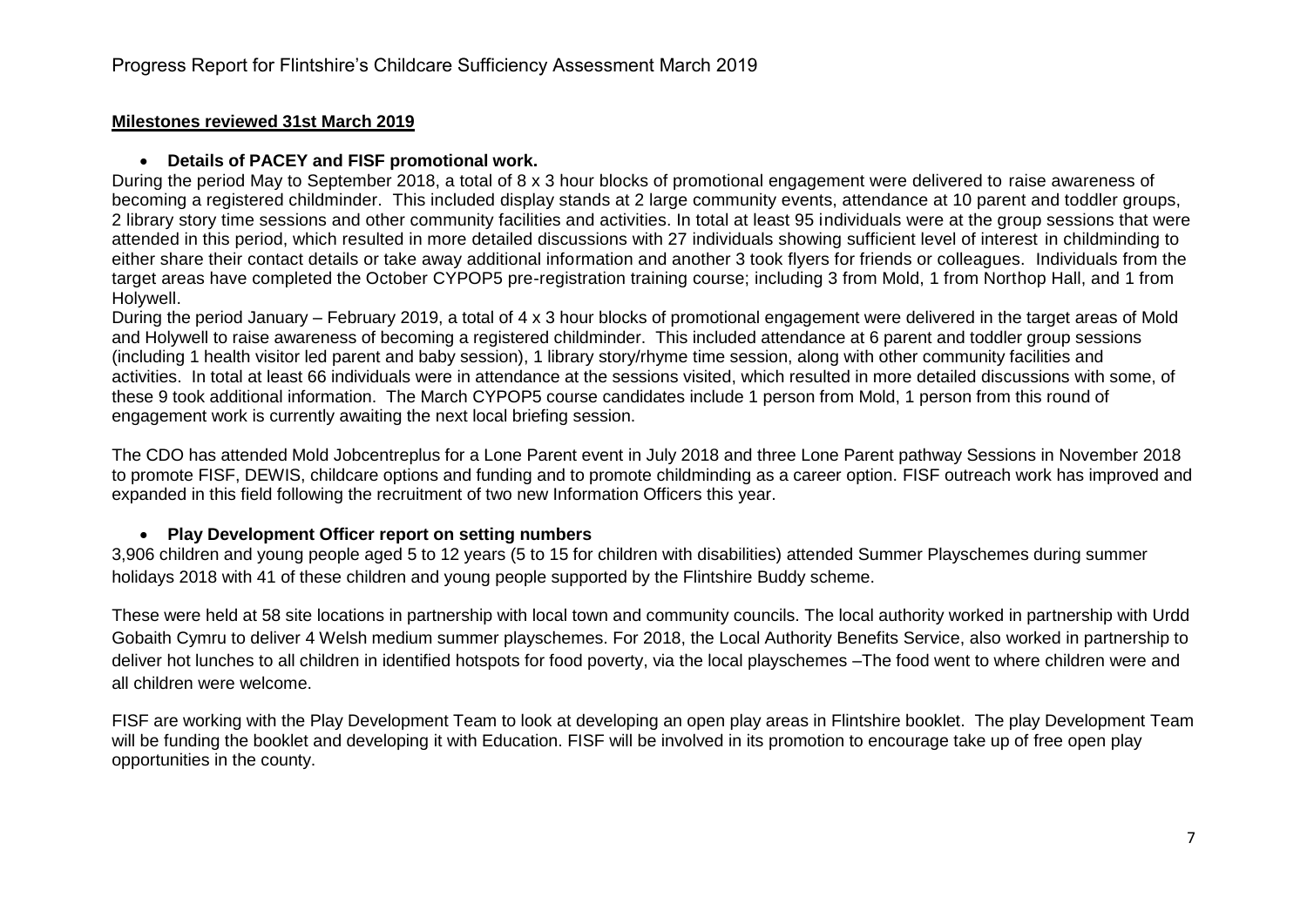## Milestones reviewed 31st March 2019

- **Details of PACEY and FISF promotional work.**

During the period May to September 2018, a total of 8 x 3 hour blocks of promotional engagement were delivered to raise awareness of becoming a registered childminder. This included display stands at 2 large community events, attendance at 10 parent and toddler groups, 2 library story time sessions and other community facilities and activities. In total at least 95 individuals were at the group sessions that were attended in this period, which resulted in more detailed discussions with 27 individuals showing sufficient level of interest in childminding to either share their contact details or take away additional information and another 3 took flyers for friends or colleagues. Individuals from the target areas have completed the October CYPOP5 pre-registration training course; including 3 from Mold, 1 from Northop Hall, and 1 from Holywell.

During the period January – February 2019, a total of 4 x 3 hour blocks of promotional engagement were delivered in the target areas of Mold and Holywell to raise awareness of becoming a registered childminder. This included attendance at 6 parent and toddler group sessions (including 1 health visitor led parent and baby session), 1 library story/rhyme time session, along with other community facilities and activities. In total at least 66 individuals were in attendance at the sessions visited, which resulted in more detailed discussions with some, of these 9 took additional information. The March CYPOP5 course candidates include 1 person from Mold, 1 person from this round of engagement work is currently awaiting the next local briefing session.

The CDO has attended Mold Jobcentreplus for a Lone Parent event in July 2018 and three Lone Parent pathway Sessions in November 2018 to promote FISF, DEWIS, childcare options and funding and to promote childminding as a career option. FISF outreach work has improved and expanded in this field following the recruitment of two new Information Officers this year.

- **Play Development Officer report on setting numbers**

3,906 children and young people aged 5 to 12 years (5 to 15 for children with disabilities) attended Summer Playschemes during summer holidays 2018 with 41 of these children and young people supported by the Flintshire Buddy scheme.

These were held at 58 site locations in partnership with local town and community councils. The local authority worked in partnership with Urdd Gobaith Cymru to deliver 4 Welsh medium summer playschemes. For 2018, the Local Authority Benefits Service, also worked in partnership to deliver hot lunches to all children in identified hotspots for food poverty, via the local playschemes –The food went to where children were and all children were welcome.

FISF are working with the Play Development Team to look at developing an open play areas in Flintshire booklet. The play Development Team will be funding the booklet and developing it with Education. FISF will be involved in its promotion to encourage take up of free open play opportunities in the county.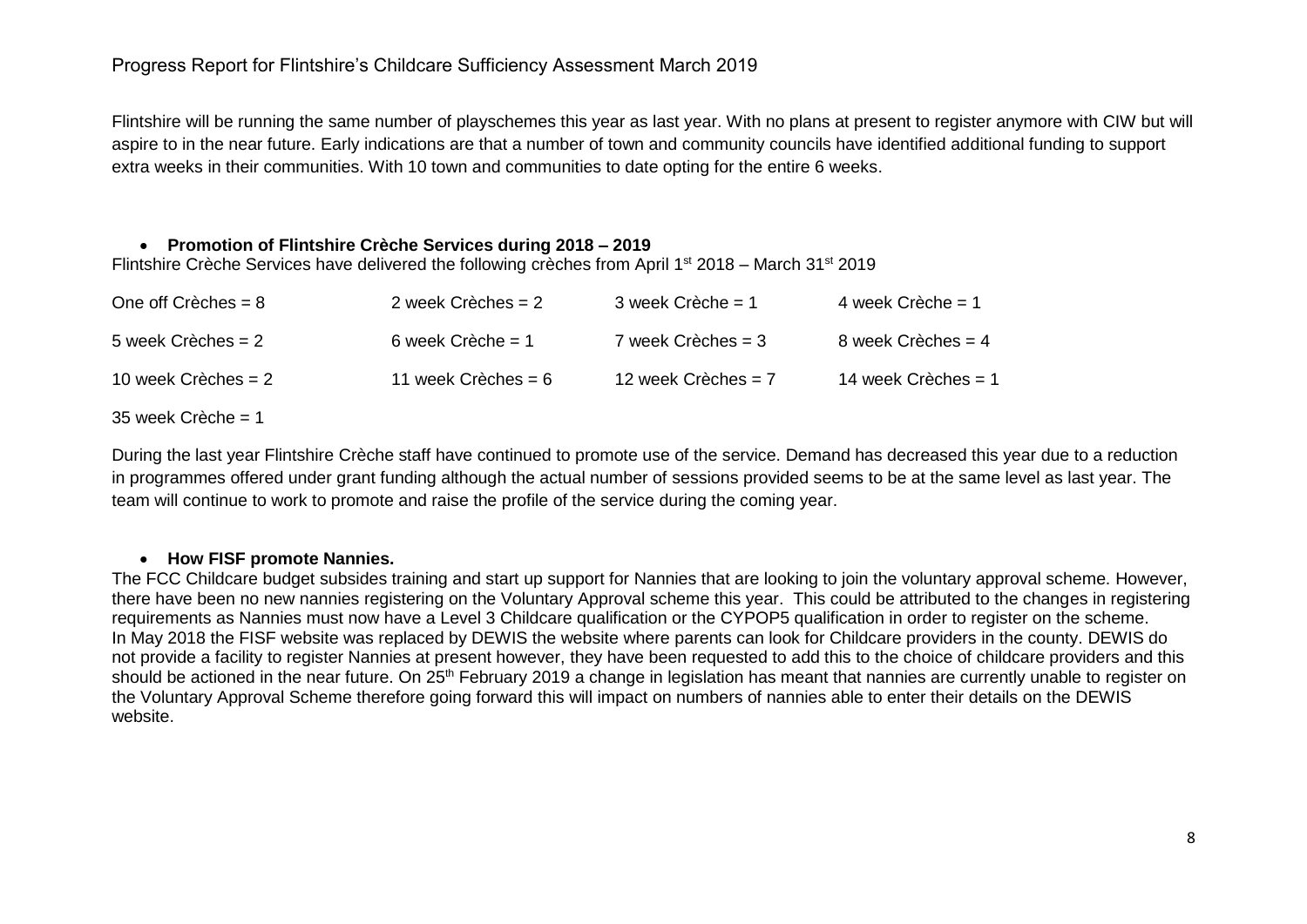Flintshire will be running the same number of playschemes this year as last year. With no plans at present to register anymore with CIW but will aspire to in the near future. Early indications are that a number of town and community councils have identified additional funding to support extra weeks in their communities. With 10 town and communities to date opting for the entire 6 weeks.

- **Promotion of Flintshire Crèche Services during 2018 – 2019**

Flintshire Crèche Services have delivered the following crèches from April 1st 2018 – March 31st 2019

| | | | |
|---|---|---|---|
| One off Crèches = 8 | 2 week Crèches = 2 | 3 week Crèche = 1 | 4 week Crèche = 1 |
| 5 week Crèches = 2 | 6 week Crèche = 1 | 7 week Crèches = 3 | 8 week Crèches = 4 |
| 10 week Crèches = 2 | 11 week Crèches = 6 | 12 week Crèches = 7 | 14 week Crèches = 1 |
| 35 week Crèche = 1 | | | |

During the last year Flintshire Crèche staff have continued to promote use of the service. Demand has decreased this year due to a reduction in programmes offered under grant funding although the actual number of sessions provided seems to be at the same level as last year. The team will continue to work to promote and raise the profile of the service during the coming year.

- **How FISF promote Nannies.**

The FCC Childcare budget subsides training and start up support for Nannies that are looking to join the voluntary approval scheme. However, there have been no new nannies registering on the Voluntary Approval scheme this year. This could be attributed to the changes in registering requirements as Nannies must now have a Level 3 Childcare qualification or the CYPOP5 qualification in order to register on the scheme. In May 2018 the FISF website was replaced by DEWIS the website where parents can look for Childcare providers in the county. DEWIS do not provide a facility to register Nannies at present however, they have been requested to add this to the choice of childcare providers and this should be actioned in the near future. On 25th February 2019 a change in legislation has meant that nannies are currently unable to register on the Voluntary Approval Scheme therefore going forward this will impact on numbers of nannies able to enter their details on the DEWIS website.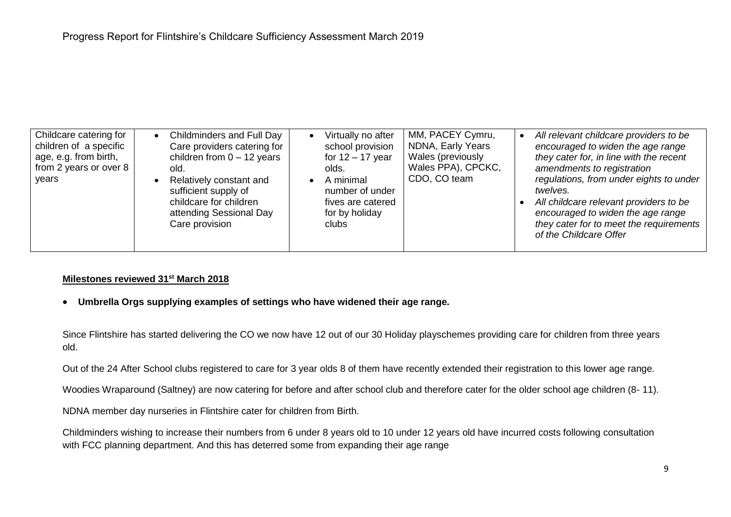| Childcare catering for children of a specific age, e.g. from birth, from 2 years or over 8 years | • Childminders and Full Day Care providers catering for children from 0 – 12 years old.<br>• Relatively constant and sufficient supply of childcare for children attending Sessional Day Care provision | • Virtually no after school provision for 12 – 17 year olds.<br>• A minimal number of under fives are catered for by holiday clubs | MM, PACEY Cymru, NDNA, Early Years Wales (previously Wales PPA), CPCKC, CDO, CO team | • *All relevant childcare providers to be encouraged to widen the age range they cater for, in line with the recent amendments to registration regulations, from under eights to under twelves.*<br>• *All childcare relevant providers to be encouraged to widen the age range they cater for to meet the requirements of the Childcare Offer* |
|---|---|---|---|---|

**Milestones reviewed 31st March 2018**

- **Umbrella Orgs supplying examples of settings who have widened their age range.**

Since Flintshire has started delivering the CO we now have 12 out of our 30 Holiday playschemes providing care for children from three years old.

Out of the 24 After School clubs registered to care for 3 year olds 8 of them have recently extended their registration to this lower age range.

Woodies Wraparound (Saltney) are now catering for before and after school club and therefore cater for the older school age children (8- 11).

NDNA member day nurseries in Flintshire cater for children from Birth.

Childminders wishing to increase their numbers from 6 under 8 years old to 10 under 12 years old have incurred costs following consultation with FCC planning department. And this has deterred some from expanding their age range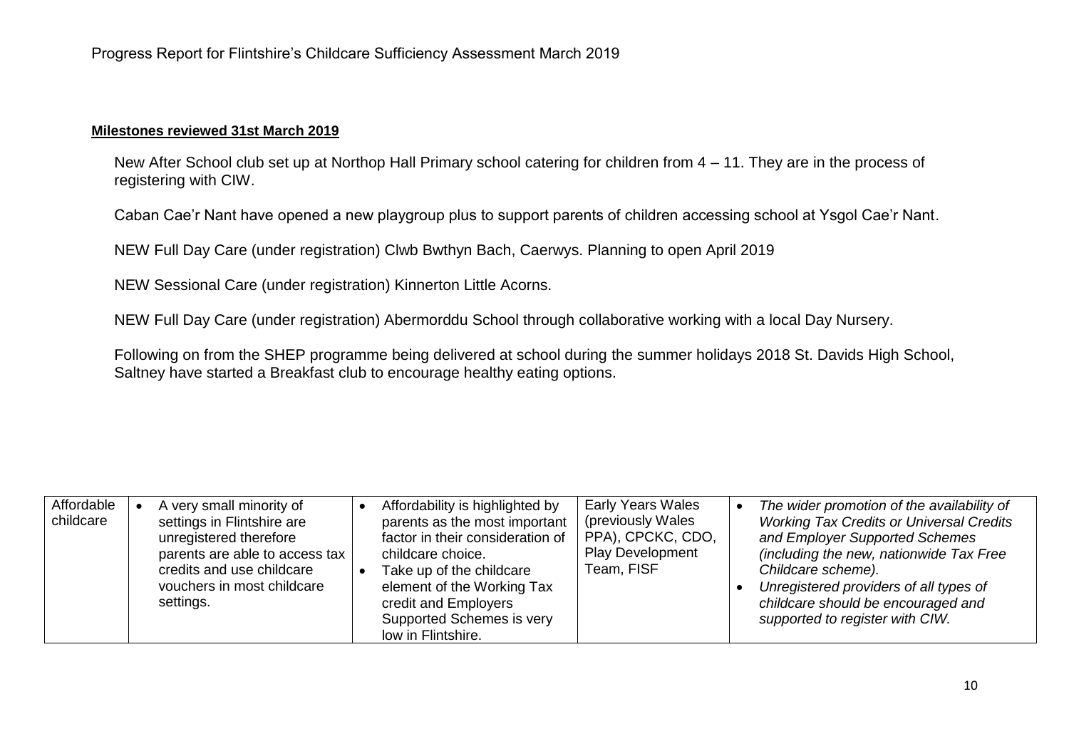**Milestones reviewed 31st March 2019**

New After School club set up at Northop Hall Primary school catering for children from 4 – 11. They are in the process of registering with CIW.

Caban Cae'r Nant have opened a new playgroup plus to support parents of children accessing school at Ysgol Cae'r Nant.

NEW Full Day Care (under registration) Clwb Bwthyn Bach, Caerwys. Planning to open April 2019

NEW Sessional Care (under registration) Kinnerton Little Acorns.

NEW Full Day Care (under registration) Abermorddu School through collaborative working with a local Day Nursery.

Following on from the SHEP programme being delivered at school during the summer holidays 2018 St. Davids High School, Saltney have started a Breakfast club to encourage healthy eating options.

| | | | | |
|---|---|---|---|---|
| Affordable childcare | • A very small minority of settings in Flintshire are unregistered therefore parents are able to access tax credits and use childcare vouchers in most childcare settings. | • Affordability is highlighted by parents as the most important factor in their consideration of childcare choice.<br>• Take up of the childcare element of the Working Tax credit and Employers Supported Schemes is very low in Flintshire. | Early Years Wales (previously Wales PPA), CPCKC, CDO, Play Development Team, FISF | • *The wider promotion of the availability of Working Tax Credits or Universal Credits and Employer Supported Schemes (including the new, nationwide Tax Free Childcare scheme).*<br>• *Unregistered providers of all types of childcare should be encouraged and supported to register with CIW.* |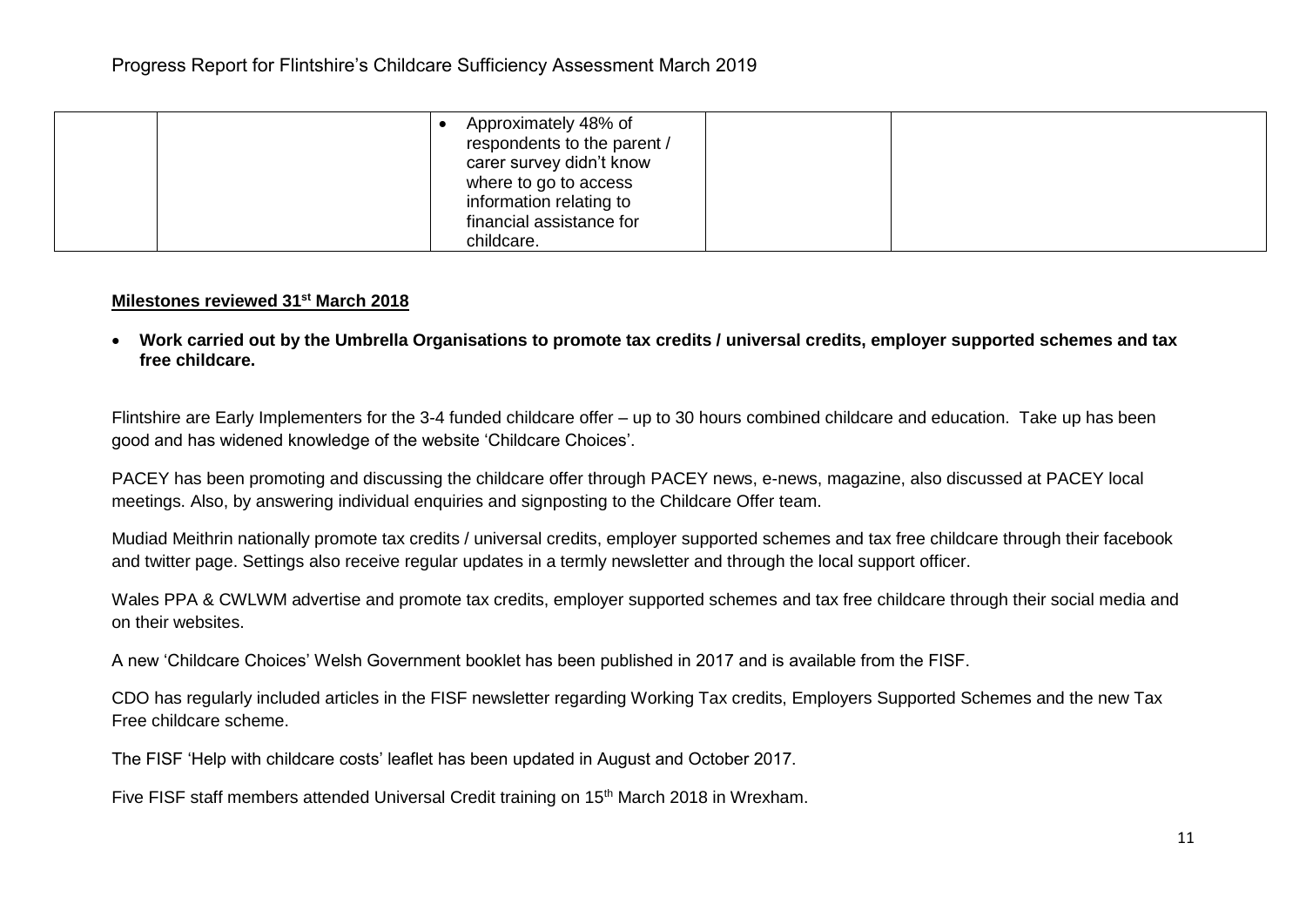| | | | | |
|---|---|---|---|---|
| | | • Approximately 48% of respondents to the parent / carer survey didn't know where to go to access information relating to financial assistance for childcare. | | |

**Milestones reviewed 31st March 2018**

- **Work carried out by the Umbrella Organisations to promote tax credits / universal credits, employer supported schemes and tax free childcare.**

Flintshire are Early Implementers for the 3-4 funded childcare offer – up to 30 hours combined childcare and education. Take up has been good and has widened knowledge of the website 'Childcare Choices'.

PACEY has been promoting and discussing the childcare offer through PACEY news, e-news, magazine, also discussed at PACEY local meetings. Also, by answering individual enquiries and signposting to the Childcare Offer team.

Mudiad Meithrin nationally promote tax credits / universal credits, employer supported schemes and tax free childcare through their facebook and twitter page. Settings also receive regular updates in a termly newsletter and through the local support officer.

Wales PPA & CWLWM advertise and promote tax credits, employer supported schemes and tax free childcare through their social media and on their websites.

A new 'Childcare Choices' Welsh Government booklet has been published in 2017 and is available from the FISF.

CDO has regularly included articles in the FISF newsletter regarding Working Tax credits, Employers Supported Schemes and the new Tax Free childcare scheme.

The FISF 'Help with childcare costs' leaflet has been updated in August and October 2017.

Five FISF staff members attended Universal Credit training on 15th March 2018 in Wrexham.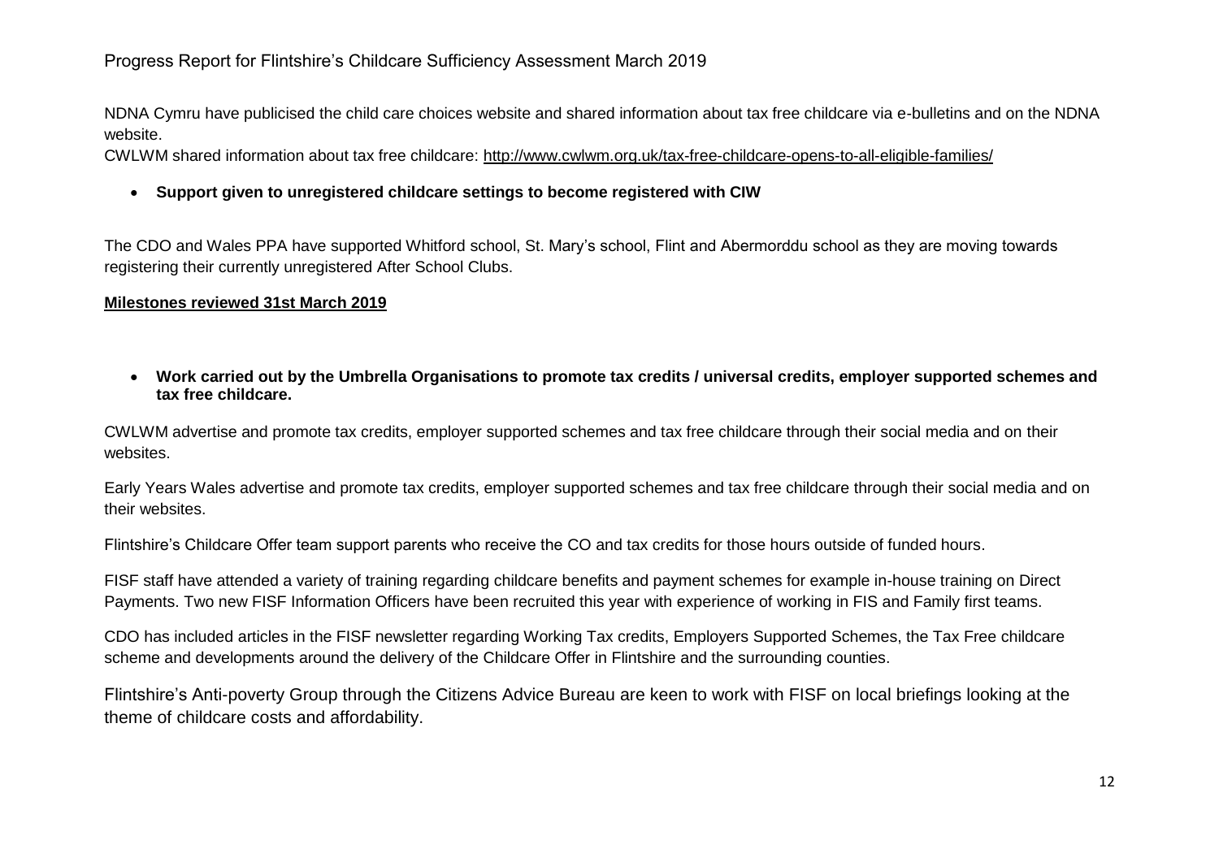NDNA Cymru have publicised the child care choices website and shared information about tax free childcare via e-bulletins and on the NDNA website.

CWLWM shared information about tax free childcare: http://www.cwlwm.org.uk/tax-free-childcare-opens-to-all-eligible-families/

- **Support given to unregistered childcare settings to become registered with CIW**

The CDO and Wales PPA have supported Whitford school, St. Mary's school, Flint and Abermorddu school as they are moving towards registering their currently unregistered After School Clubs.

**Milestones reviewed 31st March 2019**

- **Work carried out by the Umbrella Organisations to promote tax credits / universal credits, employer supported schemes and tax free childcare.**

CWLWM advertise and promote tax credits, employer supported schemes and tax free childcare through their social media and on their websites.

Early Years Wales advertise and promote tax credits, employer supported schemes and tax free childcare through their social media and on their websites.

Flintshire's Childcare Offer team support parents who receive the CO and tax credits for those hours outside of funded hours.

FISF staff have attended a variety of training regarding childcare benefits and payment schemes for example in-house training on Direct Payments. Two new FISF Information Officers have been recruited this year with experience of working in FIS and Family first teams.

CDO has included articles in the FISF newsletter regarding Working Tax credits, Employers Supported Schemes, the Tax Free childcare scheme and developments around the delivery of the Childcare Offer in Flintshire and the surrounding counties.

Flintshire's Anti-poverty Group through the Citizens Advice Bureau are keen to work with FISF on local briefings looking at the theme of childcare costs and affordability.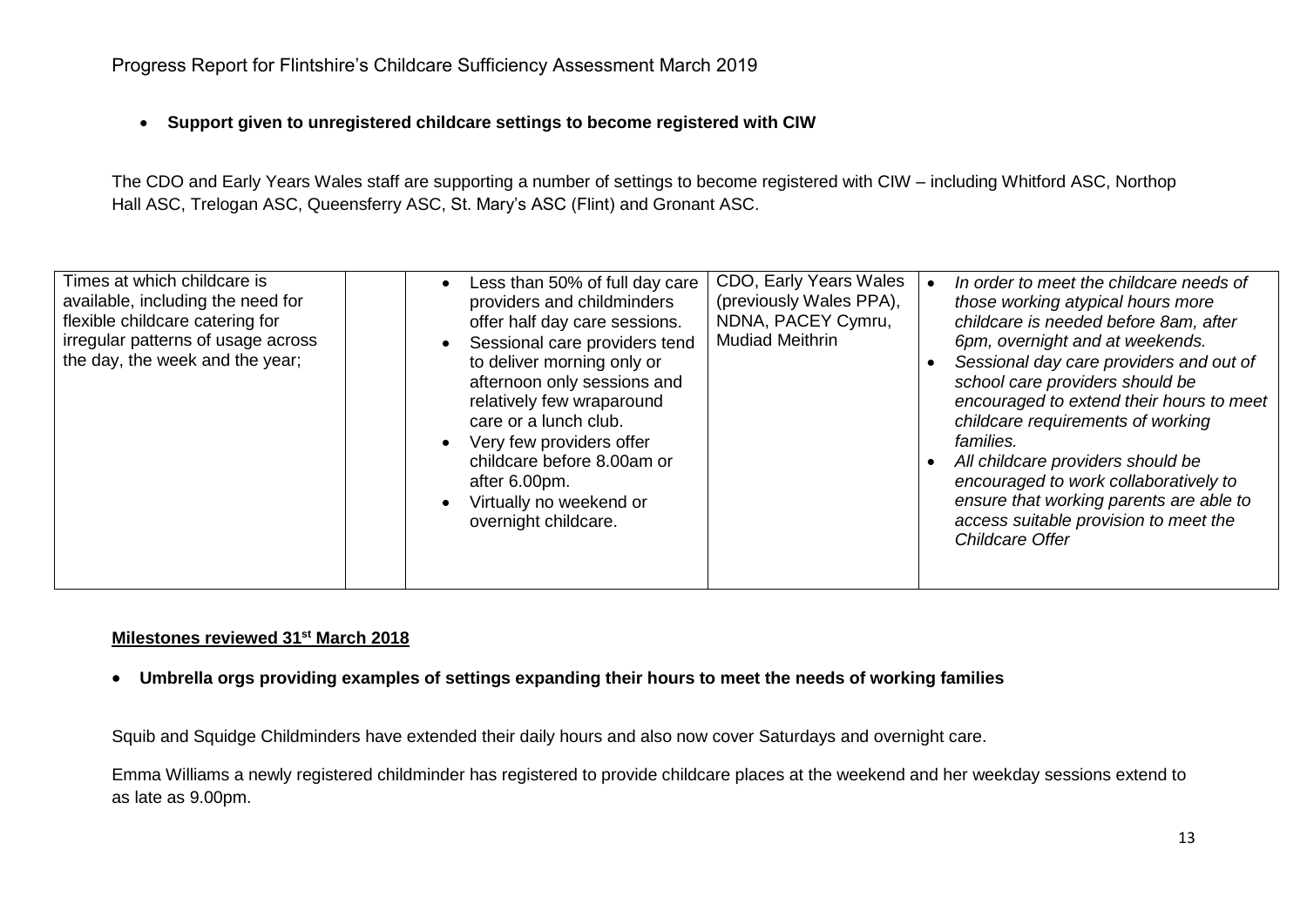Progress Report for Flintshire's Childcare Sufficiency Assessment March 2019

- **Support given to unregistered childcare settings to become registered with CIW**

The CDO and Early Years Wales staff are supporting a number of settings to become registered with CIW – including Whitford ASC, Northop Hall ASC, Trelogan ASC, Queensferry ASC, St. Mary's ASC (Flint) and Gronant ASC.

| | | | | |
|---|---|---|---|---|
| Times at which childcare is available, including the need for flexible childcare catering for irregular patterns of usage across the day, the week and the year; | | • Less than 50% of full day care providers and childminders offer half day care sessions.<br>• Sessional care providers tend to deliver morning only or afternoon only sessions and relatively few wraparound care or a lunch club.<br>• Very few providers offer childcare before 8.00am or after 6.00pm.<br>• Virtually no weekend or overnight childcare. | CDO, Early Years Wales (previously Wales PPA), NDNA, PACEY Cymru, Mudiad Meithrin | • *In order to meet the childcare needs of those working atypical hours more childcare is needed before 8am, after 6pm, overnight and at weekends.*<br>• *Sessional day care providers and out of school care providers should be encouraged to extend their hours to meet childcare requirements of working families.*<br>• *All childcare providers should be encouraged to work collaboratively to ensure that working parents are able to access suitable provision to meet the Childcare Offer* |

**Milestones reviewed 31st March 2018**

- **Umbrella orgs providing examples of settings expanding their hours to meet the needs of working families**

Squib and Squidge Childminders have extended their daily hours and also now cover Saturdays and overnight care.

Emma Williams a newly registered childminder has registered to provide childcare places at the weekend and her weekday sessions extend to as late as 9.00pm.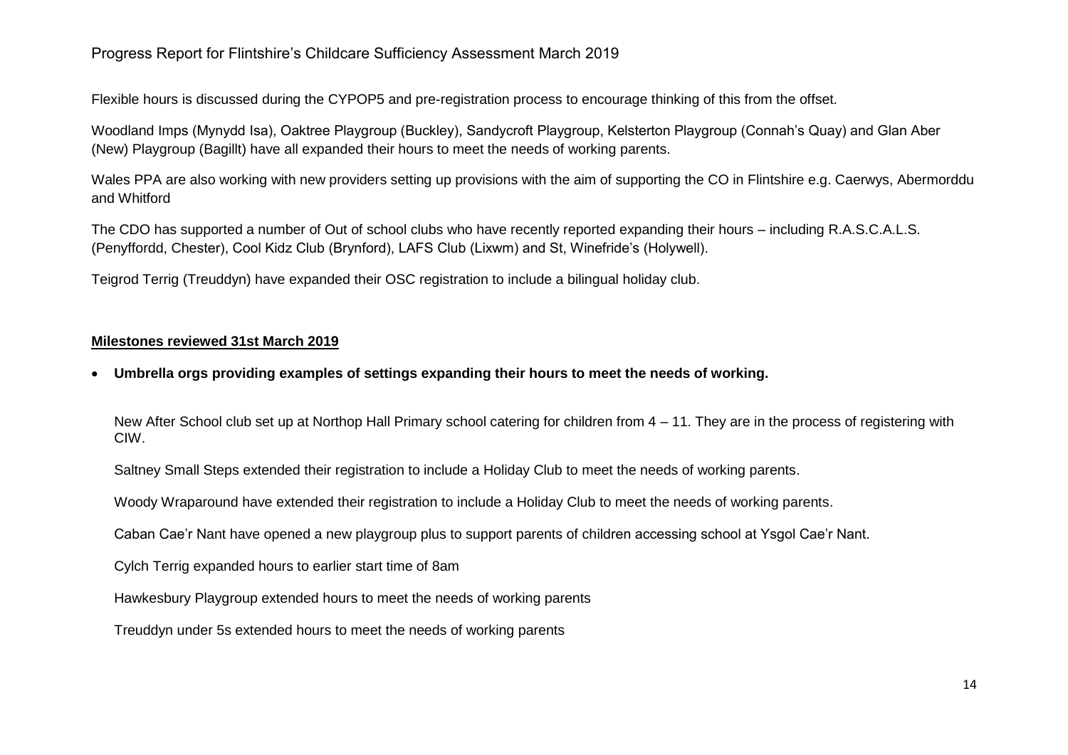Flexible hours is discussed during the CYPOP5 and pre-registration process to encourage thinking of this from the offset.

Woodland Imps (Mynydd Isa), Oaktree Playgroup (Buckley), Sandycroft Playgroup, Kelsterton Playgroup (Connah's Quay) and Glan Aber (New) Playgroup (Bagillt) have all expanded their hours to meet the needs of working parents.

Wales PPA are also working with new providers setting up provisions with the aim of supporting the CO in Flintshire e.g. Caerwys, Abermorddu and Whitford

The CDO has supported a number of Out of school clubs who have recently reported expanding their hours – including R.A.S.C.A.L.S. (Penyffordd, Chester), Cool Kidz Club (Brynford), LAFS Club (Lixwm) and St, Winefride's (Holywell).

Teigrod Terrig (Treuddyn) have expanded their OSC registration to include a bilingual holiday club.

**Milestones reviewed 31st March 2019**

- **Umbrella orgs providing examples of settings expanding their hours to meet the needs of working.**

  New After School club set up at Northop Hall Primary school catering for children from 4 – 11. They are in the process of registering with CIW.

  Saltney Small Steps extended their registration to include a Holiday Club to meet the needs of working parents.

  Woody Wraparound have extended their registration to include a Holiday Club to meet the needs of working parents.

  Caban Cae'r Nant have opened a new playgroup plus to support parents of children accessing school at Ysgol Cae'r Nant.

  Cylch Terrig expanded hours to earlier start time of 8am

  Hawkesbury Playgroup extended hours to meet the needs of working parents

  Treuddyn under 5s extended hours to meet the needs of working parents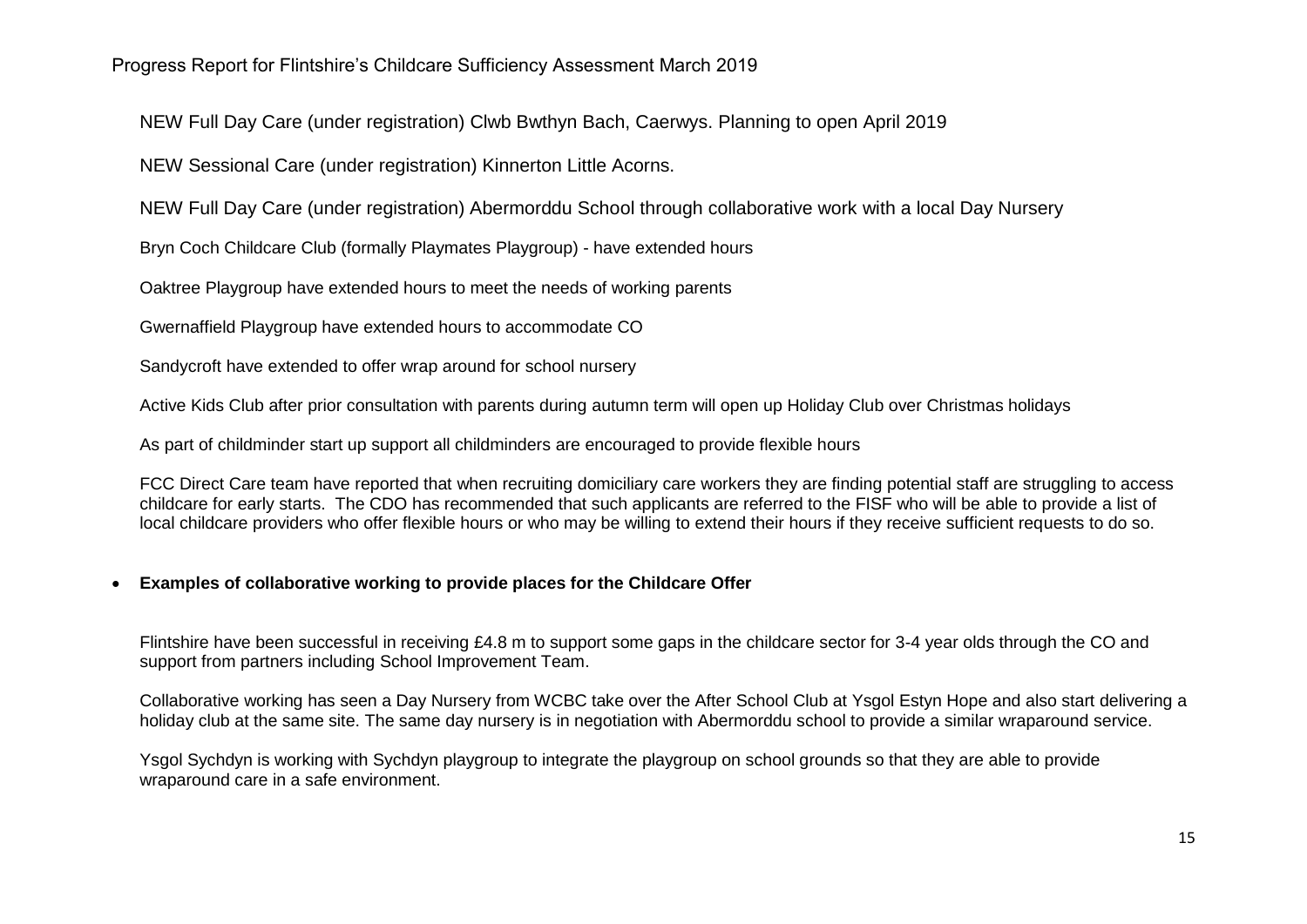NEW Full Day Care (under registration) Clwb Bwthyn Bach, Caerwys. Planning to open April 2019

NEW Sessional Care (under registration) Kinnerton Little Acorns.

NEW Full Day Care (under registration) Abermorddu School through collaborative work with a local Day Nursery

Bryn Coch Childcare Club (formally Playmates Playgroup) - have extended hours

Oaktree Playgroup have extended hours to meet the needs of working parents

Gwernaffield Playgroup have extended hours to accommodate CO

Sandycroft have extended to offer wrap around for school nursery

Active Kids Club after prior consultation with parents during autumn term will open up Holiday Club over Christmas holidays

As part of childminder start up support all childminders are encouraged to provide flexible hours

FCC Direct Care team have reported that when recruiting domiciliary care workers they are finding potential staff are struggling to access childcare for early starts. The CDO has recommended that such applicants are referred to the FISF who will be able to provide a list of local childcare providers who offer flexible hours or who may be willing to extend their hours if they receive sufficient requests to do so.

- **Examples of collaborative working to provide places for the Childcare Offer**

Flintshire have been successful in receiving £4.8 m to support some gaps in the childcare sector for 3-4 year olds through the CO and support from partners including School Improvement Team.

Collaborative working has seen a Day Nursery from WCBC take over the After School Club at Ysgol Estyn Hope and also start delivering a holiday club at the same site. The same day nursery is in negotiation with Abermorddu school to provide a similar wraparound service.

Ysgol Sychdyn is working with Sychdyn playgroup to integrate the playgroup on school grounds so that they are able to provide wraparound care in a safe environment.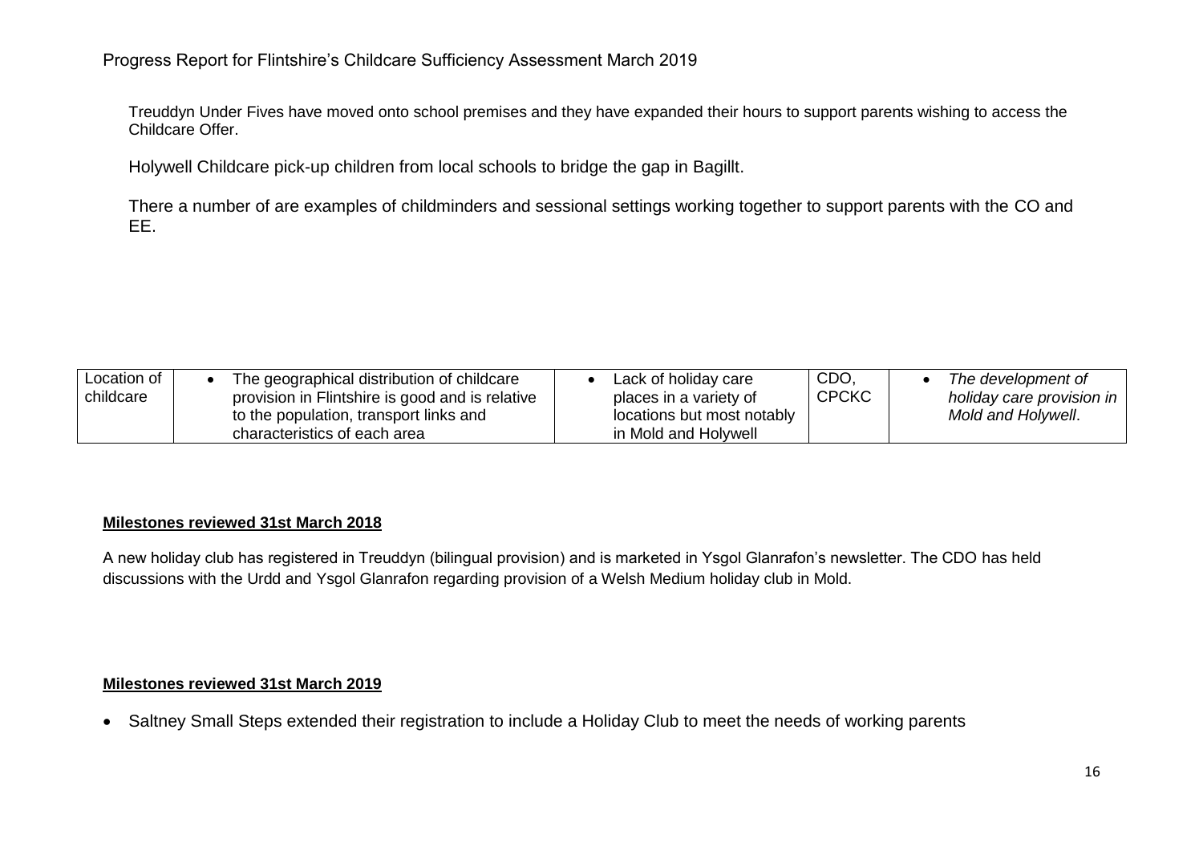Treuddyn Under Fives have moved onto school premises and they have expanded their hours to support parents wishing to access the Childcare Offer.

Holywell Childcare pick-up children from local schools to bridge the gap in Bagillt.

There a number of are examples of childminders and sessional settings working together to support parents with the CO and EE.

| | | | | |
|---|---|---|---|---|
| Location of childcare | • The geographical distribution of childcare provision in Flintshire is good and is relative to the population, transport links and characteristics of each area | • Lack of holiday care places in a variety of locations but most notably in Mold and Holywell | CDO, CPCKC | • *The development of holiday care provision in Mold and Holywell*. |

**Milestones reviewed 31st March 2018**

A new holiday club has registered in Treuddyn (bilingual provision) and is marketed in Ysgol Glanrafon's newsletter. The CDO has held discussions with the Urdd and Ysgol Glanrafon regarding provision of a Welsh Medium holiday club in Mold.

**Milestones reviewed 31st March 2019**

- Saltney Small Steps extended their registration to include a Holiday Club to meet the needs of working parents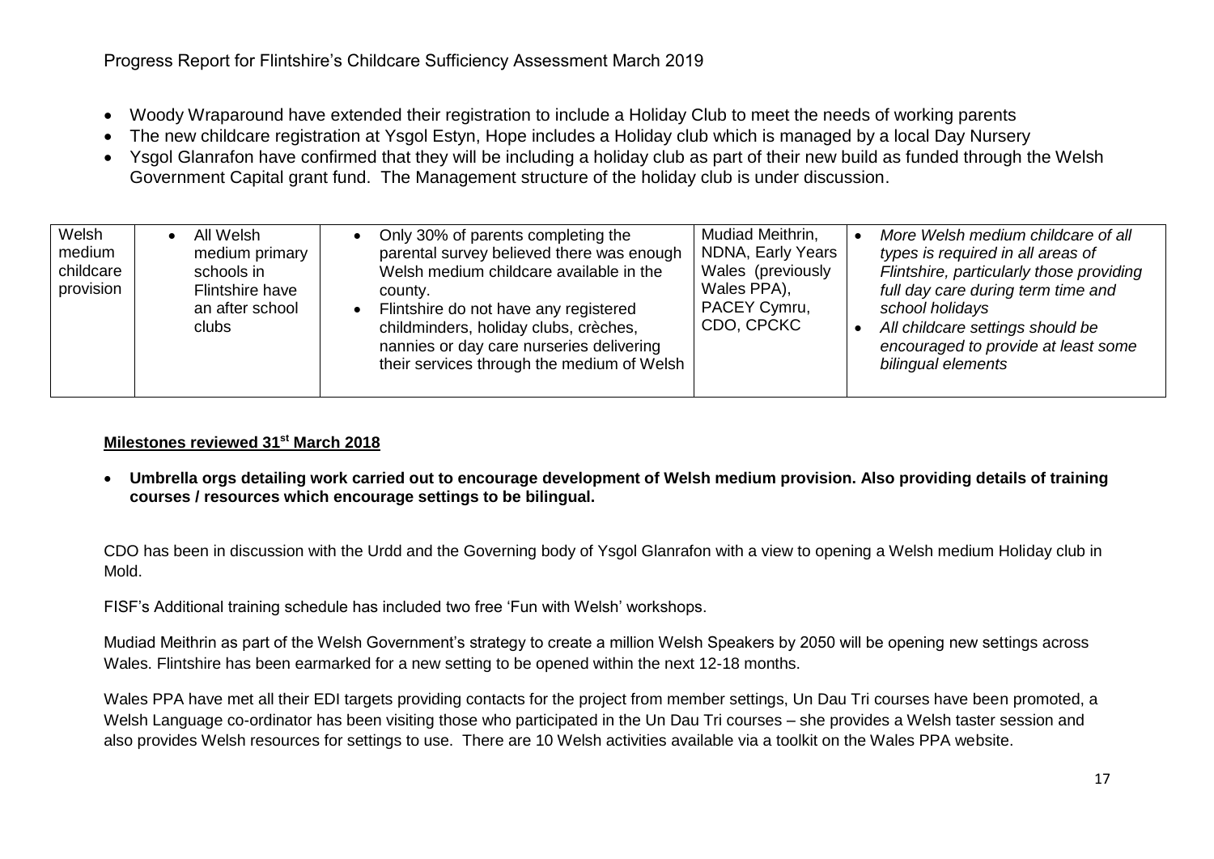- Woody Wraparound have extended their registration to include a Holiday Club to meet the needs of working parents
- The new childcare registration at Ysgol Estyn, Hope includes a Holiday club which is managed by a local Day Nursery
- Ysgol Glanrafon have confirmed that they will be including a holiday club as part of their new build as funded through the Welsh Government Capital grant fund. The Management structure of the holiday club is under discussion.

| | | | | |
|---|---|---|---|---|
| Welsh medium childcare provision | • All Welsh medium primary schools in Flintshire have an after school clubs | • Only 30% of parents completing the parental survey believed there was enough Welsh medium childcare available in the county.<br>• Flintshire do not have any registered childminders, holiday clubs, crèches, nannies or day care nurseries delivering their services through the medium of Welsh | Mudiad Meithrin, NDNA, Early Years Wales (previously Wales PPA), PACEY Cymru, CDO, CPCKC | • *More Welsh medium childcare of all types is required in all areas of Flintshire, particularly those providing full day care during term time and school holidays*<br>• *All childcare settings should be encouraged to provide at least some bilingual elements* |

**Milestones reviewed 31st March 2018**

- **Umbrella orgs detailing work carried out to encourage development of Welsh medium provision. Also providing details of training courses / resources which encourage settings to be bilingual.**

CDO has been in discussion with the Urdd and the Governing body of Ysgol Glanrafon with a view to opening a Welsh medium Holiday club in Mold.

FISF's Additional training schedule has included two free 'Fun with Welsh' workshops.

Mudiad Meithrin as part of the Welsh Government's strategy to create a million Welsh Speakers by 2050 will be opening new settings across Wales. Flintshire has been earmarked for a new setting to be opened within the next 12-18 months.

Wales PPA have met all their EDI targets providing contacts for the project from member settings, Un Dau Tri courses have been promoted, a Welsh Language co-ordinator has been visiting those who participated in the Un Dau Tri courses – she provides a Welsh taster session and also provides Welsh resources for settings to use. There are 10 Welsh activities available via a toolkit on the Wales PPA website.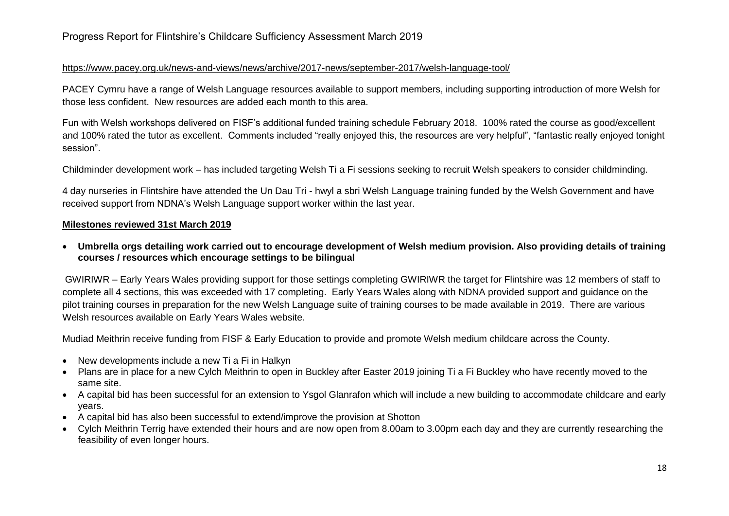https://www.pacey.org.uk/news-and-views/news/archive/2017-news/september-2017/welsh-language-tool/

PACEY Cymru have a range of Welsh Language resources available to support members, including supporting introduction of more Welsh for those less confident. New resources are added each month to this area.

Fun with Welsh workshops delivered on FISF's additional funded training schedule February 2018. 100% rated the course as good/excellent and 100% rated the tutor as excellent. Comments included "really enjoyed this, the resources are very helpful", "fantastic really enjoyed tonight session".

Childminder development work – has included targeting Welsh Ti a Fi sessions seeking to recruit Welsh speakers to consider childminding.

4 day nurseries in Flintshire have attended the Un Dau Tri - hwyl a sbri Welsh Language training funded by the Welsh Government and have received support from NDNA's Welsh Language support worker within the last year.

**Milestones reviewed 31st March 2019**

- **Umbrella orgs detailing work carried out to encourage development of Welsh medium provision. Also providing details of training courses / resources which encourage settings to be bilingual**

GWIRIWR – Early Years Wales providing support for those settings completing GWIRIWR the target for Flintshire was 12 members of staff to complete all 4 sections, this was exceeded with 17 completing. Early Years Wales along with NDNA provided support and guidance on the pilot training courses in preparation for the new Welsh Language suite of training courses to be made available in 2019. There are various Welsh resources available on Early Years Wales website.

Mudiad Meithrin receive funding from FISF & Early Education to provide and promote Welsh medium childcare across the County.

- New developments include a new Ti a Fi in Halkyn
- Plans are in place for a new Cylch Meithrin to open in Buckley after Easter 2019 joining Ti a Fi Buckley who have recently moved to the same site.
- A capital bid has been successful for an extension to Ysgol Glanrafon which will include a new building to accommodate childcare and early years.
- A capital bid has also been successful to extend/improve the provision at Shotton
- Cylch Meithrin Terrig have extended their hours and are now open from 8.00am to 3.00pm each day and they are currently researching the feasibility of even longer hours.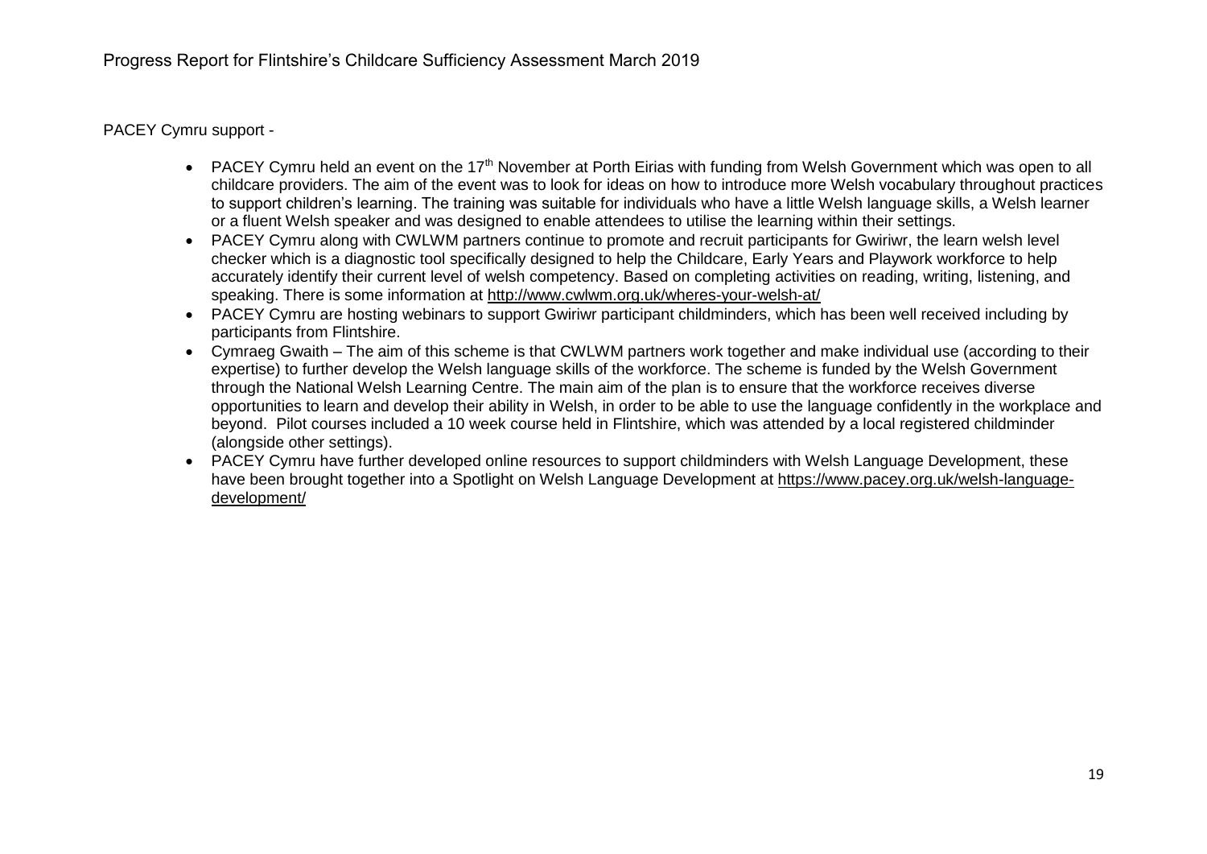PACEY Cymru support -

- PACEY Cymru held an event on the 17th November at Porth Eirias with funding from Welsh Government which was open to all childcare providers. The aim of the event was to look for ideas on how to introduce more Welsh vocabulary throughout practices to support children's learning. The training was suitable for individuals who have a little Welsh language skills, a Welsh learner or a fluent Welsh speaker and was designed to enable attendees to utilise the learning within their settings.
- PACEY Cymru along with CWLWM partners continue to promote and recruit participants for Gwiriwr, the learn welsh level checker which is a diagnostic tool specifically designed to help the Childcare, Early Years and Playwork workforce to help accurately identify their current level of welsh competency. Based on completing activities on reading, writing, listening, and speaking. There is some information at http://www.cwlwm.org.uk/wheres-your-welsh-at/
- PACEY Cymru are hosting webinars to support Gwiriwr participant childminders, which has been well received including by participants from Flintshire.
- Cymraeg Gwaith – The aim of this scheme is that CWLWM partners work together and make individual use (according to their expertise) to further develop the Welsh language skills of the workforce. The scheme is funded by the Welsh Government through the National Welsh Learning Centre. The main aim of the plan is to ensure that the workforce receives diverse opportunities to learn and develop their ability in Welsh, in order to be able to use the language confidently in the workplace and beyond. Pilot courses included a 10 week course held in Flintshire, which was attended by a local registered childminder (alongside other settings).
- PACEY Cymru have further developed online resources to support childminders with Welsh Language Development, these have been brought together into a Spotlight on Welsh Language Development at https://www.pacey.org.uk/welsh-language-development/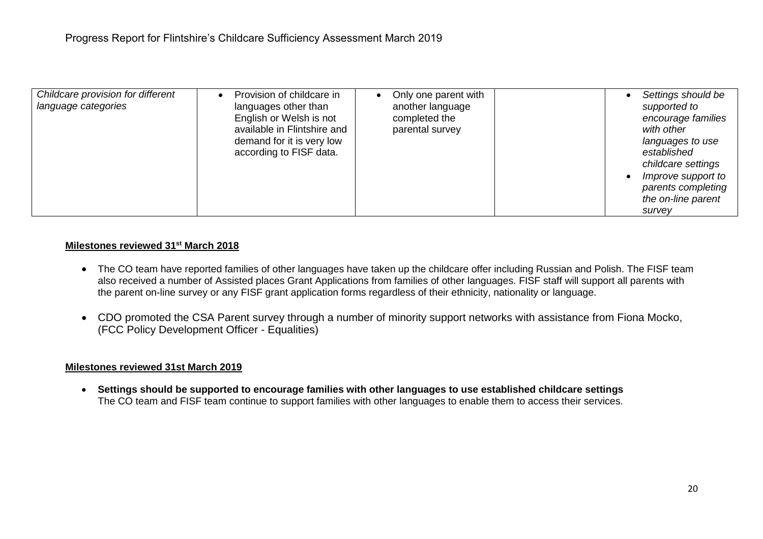| *Childcare provision for different language categories* | • Provision of childcare in languages other than English or Welsh is not available in Flintshire and demand for it is very low according to FISF data. | • Only one parent with another language completed the parental survey | | • *Settings should be supported to encourage families with other languages to use established childcare settings*<br>• *Improve support to parents completing the on-line parent survey* |
|---|---|---|---|---|

**Milestones reviewed 31st March 2018**

- The CO team have reported families of other languages have taken up the childcare offer including Russian and Polish. The FISF team also received a number of Assisted places Grant Applications from families of other languages. FISF staff will support all parents with the parent on-line survey or any FISF grant application forms regardless of their ethnicity, nationality or language.
- CDO promoted the CSA Parent survey through a number of minority support networks with assistance from Fiona Mocko, (FCC Policy Development Officer - Equalities)

**Milestones reviewed 31st March 2019**

- **Settings should be supported to encourage families with other languages to use established childcare settings**
  The CO team and FISF team continue to support families with other languages to enable them to access their services.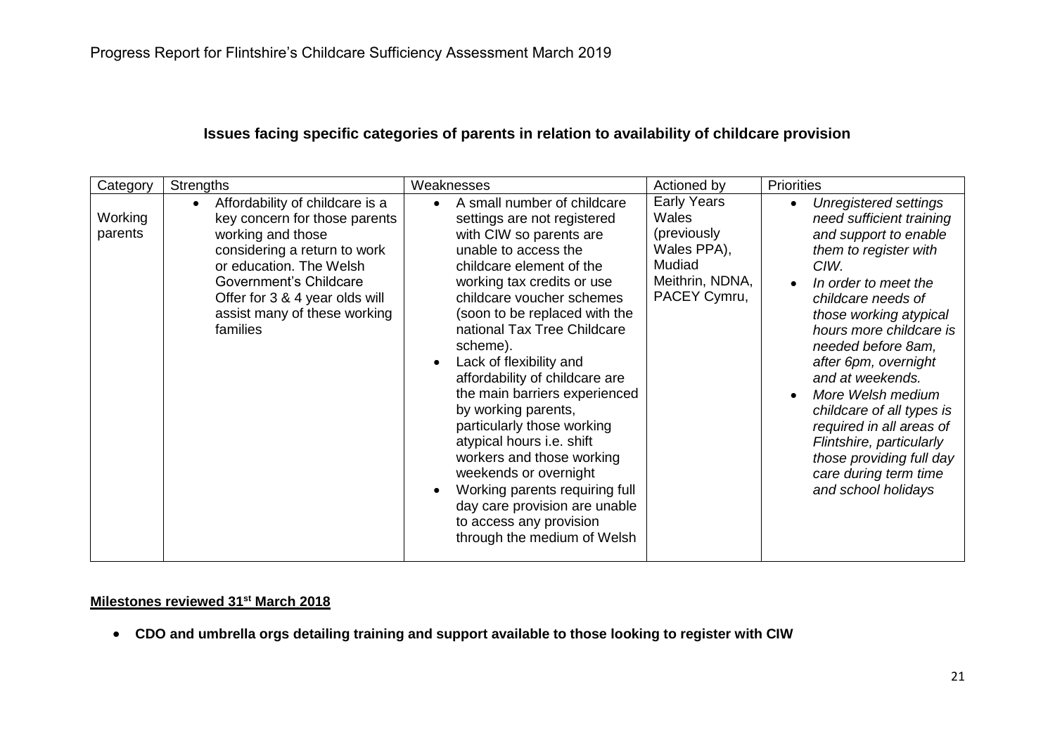## Issues facing specific categories of parents in relation to availability of childcare provision

| Category | Strengths | Weaknesses | Actioned by | Priorities |
|---|---|---|---|---|
| Working parents | • Affordability of childcare is a key concern for those parents working and those considering a return to work or education. The Welsh Government's Childcare Offer for 3 & 4 year olds will assist many of these working families | • A small number of childcare settings are not registered with CIW so parents are unable to access the childcare element of the working tax credits or use childcare voucher schemes (soon to be replaced with the national Tax Tree Childcare scheme).<br>• Lack of flexibility and affordability of childcare are the main barriers experienced by working parents, particularly those working atypical hours i.e. shift workers and those working weekends or overnight<br>• Working parents requiring full day care provision are unable to access any provision through the medium of Welsh | Early Years Wales (previously Wales PPA), Mudiad Meithrin, NDNA, PACEY Cymru, | • *Unregistered settings need sufficient training and support to enable them to register with CIW.*<br>• *In order to meet the childcare needs of those working atypical hours more childcare is needed before 8am, after 6pm, overnight and at weekends.*<br>• *More Welsh medium childcare of all types is required in all areas of Flintshire, particularly those providing full day care during term time and school holidays* |

**Milestones reviewed 31st March 2018**

- **CDO and umbrella orgs detailing training and support available to those looking to register with CIW**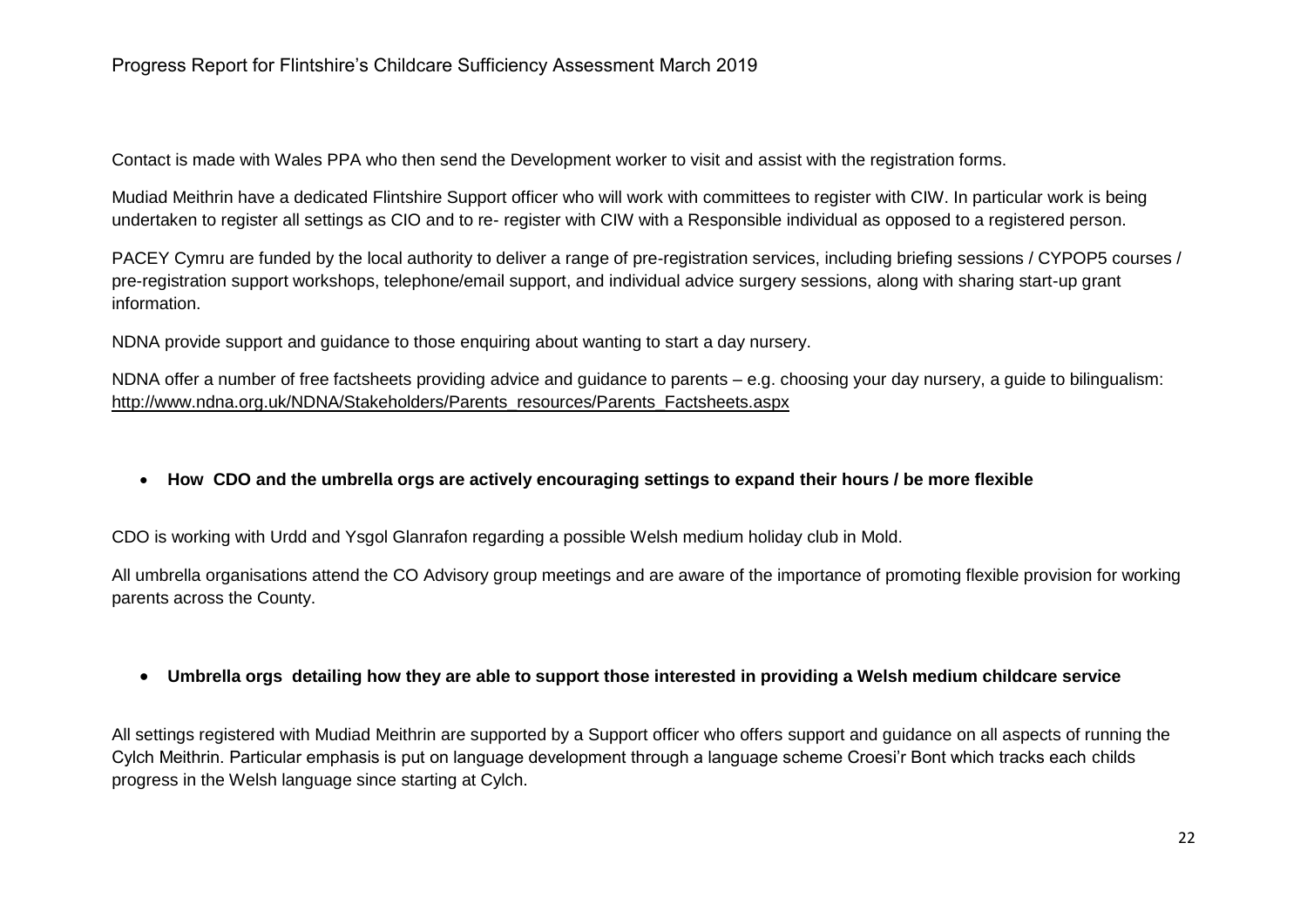Contact is made with Wales PPA who then send the Development worker to visit and assist with the registration forms.

Mudiad Meithrin have a dedicated Flintshire Support officer who will work with committees to register with CIW. In particular work is being undertaken to register all settings as CIO and to re- register with CIW with a Responsible individual as opposed to a registered person.

PACEY Cymru are funded by the local authority to deliver a range of pre-registration services, including briefing sessions / CYPOP5 courses / pre-registration support workshops, telephone/email support, and individual advice surgery sessions, along with sharing start-up grant information.

NDNA provide support and guidance to those enquiring about wanting to start a day nursery.

NDNA offer a number of free factsheets providing advice and guidance to parents – e.g. choosing your day nursery, a guide to bilingualism: http://www.ndna.org.uk/NDNA/Stakeholders/Parents_resources/Parents_Factsheets.aspx

- **How CDO and the umbrella orgs are actively encouraging settings to expand their hours / be more flexible**

CDO is working with Urdd and Ysgol Glanrafon regarding a possible Welsh medium holiday club in Mold.

All umbrella organisations attend the CO Advisory group meetings and are aware of the importance of promoting flexible provision for working parents across the County.

- **Umbrella orgs detailing how they are able to support those interested in providing a Welsh medium childcare service**

All settings registered with Mudiad Meithrin are supported by a Support officer who offers support and guidance on all aspects of running the Cylch Meithrin. Particular emphasis is put on language development through a language scheme Croesi'r Bont which tracks each childs progress in the Welsh language since starting at Cylch.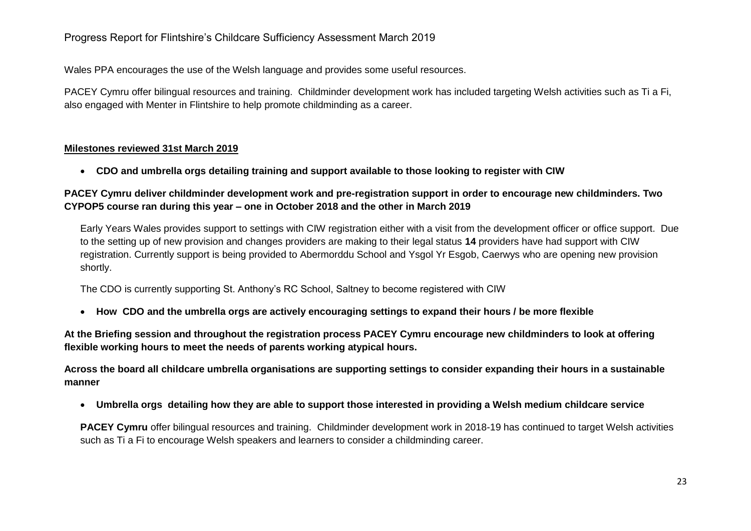Wales PPA encourages the use of the Welsh language and provides some useful resources.

PACEY Cymru offer bilingual resources and training. Childminder development work has included targeting Welsh activities such as Ti a Fi, also engaged with Menter in Flintshire to help promote childminding as a career.

**Milestones reviewed 31st March 2019**

- **CDO and umbrella orgs detailing training and support available to those looking to register with CIW**

**PACEY Cymru deliver childminder development work and pre-registration support in order to encourage new childminders. Two CYPOP5 course ran during this year – one in October 2018 and the other in March 2019**

Early Years Wales provides support to settings with CIW registration either with a visit from the development officer or office support. Due to the setting up of new provision and changes providers are making to their legal status **14** providers have had support with CIW registration. Currently support is being provided to Abermorddu School and Ysgol Yr Esgob, Caerwys who are opening new provision shortly.

The CDO is currently supporting St. Anthony's RC School, Saltney to become registered with CIW

- **How CDO and the umbrella orgs are actively encouraging settings to expand their hours / be more flexible**

**At the Briefing session and throughout the registration process PACEY Cymru encourage new childminders to look at offering flexible working hours to meet the needs of parents working atypical hours.**

**Across the board all childcare umbrella organisations are supporting settings to consider expanding their hours in a sustainable manner**

- **Umbrella orgs detailing how they are able to support those interested in providing a Welsh medium childcare service**

**PACEY Cymru** offer bilingual resources and training. Childminder development work in 2018-19 has continued to target Welsh activities such as Ti a Fi to encourage Welsh speakers and learners to consider a childminding career.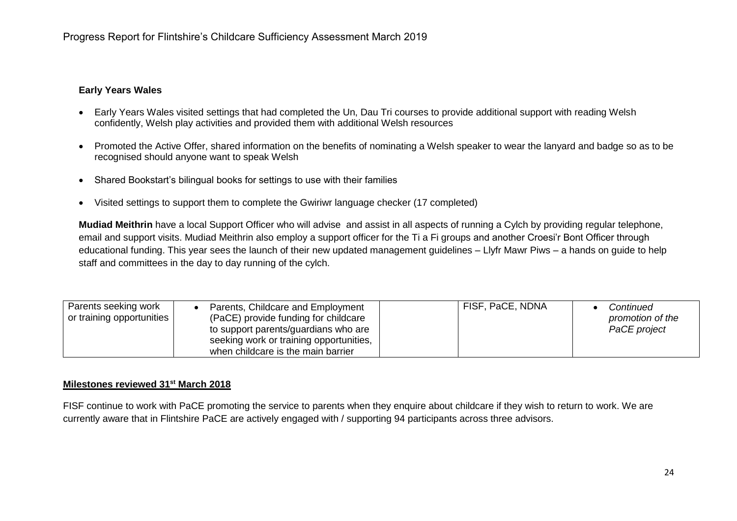#### Early Years Wales

- Early Years Wales visited settings that had completed the Un, Dau Tri courses to provide additional support with reading Welsh confidently, Welsh play activities and provided them with additional Welsh resources
- Promoted the Active Offer, shared information on the benefits of nominating a Welsh speaker to wear the lanyard and badge so as to be recognised should anyone want to speak Welsh
- Shared Bookstart's bilingual books for settings to use with their families
- Visited settings to support them to complete the Gwiriwr language checker (17 completed)

**Mudiad Meithrin** have a local Support Officer who will advise and assist in all aspects of running a Cylch by providing regular telephone, email and support visits. Mudiad Meithrin also employ a support officer for the Ti a Fi groups and another Croesi'r Bont Officer through educational funding. This year sees the launch of their new updated management guidelines – Llyfr Mawr Piws – a hands on guide to help staff and committees in the day to day running of the cylch.

| | | | | |
|---|---|---|---|---|
| Parents seeking work or training opportunities | • Parents, Childcare and Employment (PaCE) provide funding for childcare to support parents/guardians who are seeking work or training opportunities, when childcare is the main barrier | | FISF, PaCE, NDNA | • *Continued promotion of the PaCE project* |

**Milestones reviewed 31st March 2018**

FISF continue to work with PaCE promoting the service to parents when they enquire about childcare if they wish to return to work. We are currently aware that in Flintshire PaCE are actively engaged with / supporting 94 participants across three advisors.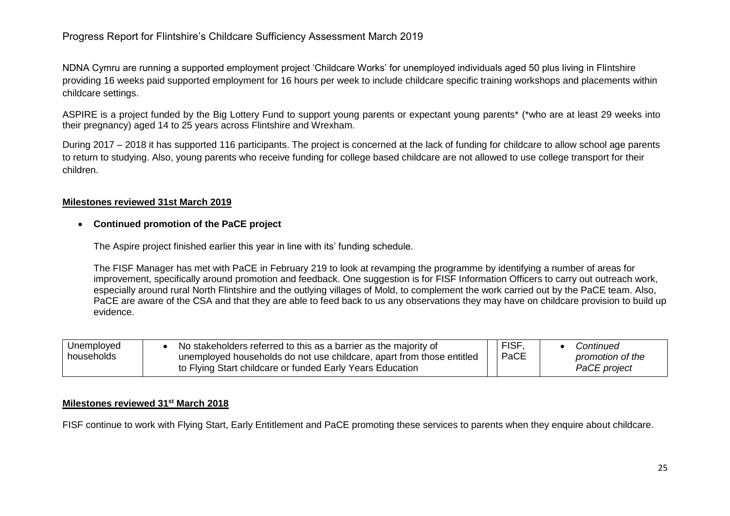NDNA Cymru are running a supported employment project 'Childcare Works' for unemployed individuals aged 50 plus living in Flintshire providing 16 weeks paid supported employment for 16 hours per week to include childcare specific training workshops and placements within childcare settings.

ASPIRE is a project funded by the Big Lottery Fund to support young parents or expectant young parents* (*who are at least 29 weeks into their pregnancy) aged 14 to 25 years across Flintshire and Wrexham.

During 2017 – 2018 it has supported 116 participants. The project is concerned at the lack of funding for childcare to allow school age parents to return to studying. Also, young parents who receive funding for college based childcare are not allowed to use college transport for their children.

**Milestones reviewed 31st March 2019**

- **Continued promotion of the PaCE project**

The Aspire project finished earlier this year in line with its' funding schedule.

The FISF Manager has met with PaCE in February 219 to look at revamping the programme by identifying a number of areas for improvement, specifically around promotion and feedback. One suggestion is for FISF Information Officers to carry out outreach work, especially around rural North Flintshire and the outlying villages of Mold, to complement the work carried out by the PaCE team. Also, PaCE are aware of the CSA and that they are able to feed back to us any observations they may have on childcare provision to build up evidence.

| | | | |
|---|---|---|---|
| Unemployed households | • No stakeholders referred to this as a barrier as the majority of unemployed households do not use childcare, apart from those entitled to Flying Start childcare or funded Early Years Education | FISF, PaCE | • *Continued promotion of the PaCE project* |

**Milestones reviewed 31st March 2018**

FISF continue to work with Flying Start, Early Entitlement and PaCE promoting these services to parents when they enquire about childcare.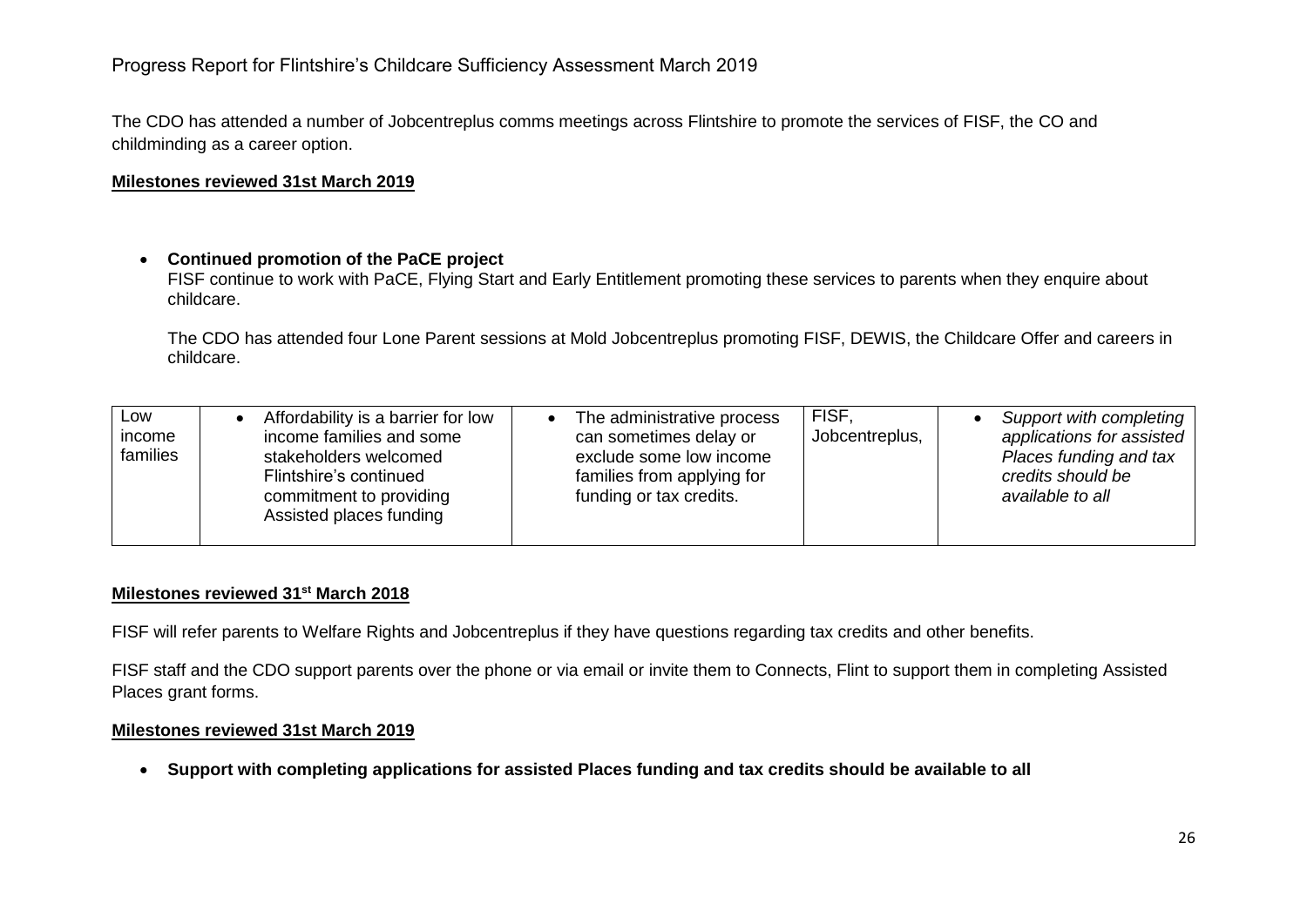The CDO has attended a number of Jobcentreplus comms meetings across Flintshire to promote the services of FISF, the CO and childminding as a career option.

**Milestones reviewed 31st March 2019**

- **Continued promotion of the PaCE project**
  FISF continue to work with PaCE, Flying Start and Early Entitlement promoting these services to parents when they enquire about childcare.

  The CDO has attended four Lone Parent sessions at Mold Jobcentreplus promoting FISF, DEWIS, the Childcare Offer and careers in childcare.

| Low income families | • Affordability is a barrier for low income families and some stakeholders welcomed Flintshire's continued commitment to providing Assisted places funding | • The administrative process can sometimes delay or exclude some low income families from applying for funding or tax credits. | FISF, Jobcentreplus, | • *Support with completing applications for assisted Places funding and tax credits should be available to all* |
|---|---|---|---|---|

**Milestones reviewed 31st March 2018**

FISF will refer parents to Welfare Rights and Jobcentreplus if they have questions regarding tax credits and other benefits.

FISF staff and the CDO support parents over the phone or via email or invite them to Connects, Flint to support them in completing Assisted Places grant forms.

**Milestones reviewed 31st March 2019**

- **Support with completing applications for assisted Places funding and tax credits should be available to all**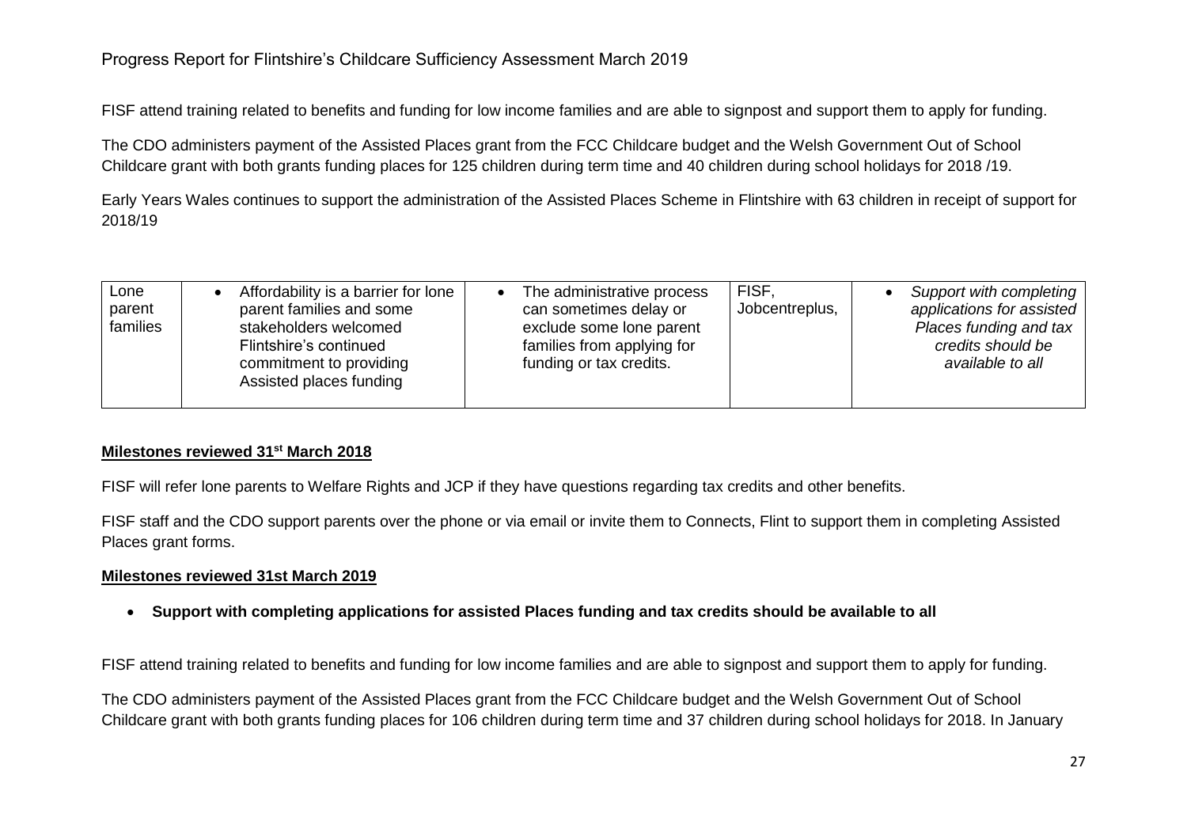FISF attend training related to benefits and funding for low income families and are able to signpost and support them to apply for funding.

The CDO administers payment of the Assisted Places grant from the FCC Childcare budget and the Welsh Government Out of School Childcare grant with both grants funding places for 125 children during term time and 40 children during school holidays for 2018 /19.

Early Years Wales continues to support the administration of the Assisted Places Scheme in Flintshire with 63 children in receipt of support for 2018/19

| | | | | |
|---|---|---|---|---|
| Lone parent families | • Affordability is a barrier for lone parent families and some stakeholders welcomed Flintshire's continued commitment to providing Assisted places funding | • The administrative process can sometimes delay or exclude some lone parent families from applying for funding or tax credits. | FISF, Jobcentreplus, | • *Support with completing applications for assisted Places funding and tax credits should be available to all* |

**Milestones reviewed 31st March 2018**

FISF will refer lone parents to Welfare Rights and JCP if they have questions regarding tax credits and other benefits.

FISF staff and the CDO support parents over the phone or via email or invite them to Connects, Flint to support them in completing Assisted Places grant forms.

**Milestones reviewed 31st March 2019**

- **Support with completing applications for assisted Places funding and tax credits should be available to all**

FISF attend training related to benefits and funding for low income families and are able to signpost and support them to apply for funding.

The CDO administers payment of the Assisted Places grant from the FCC Childcare budget and the Welsh Government Out of School Childcare grant with both grants funding places for 106 children during term time and 37 children during school holidays for 2018. In January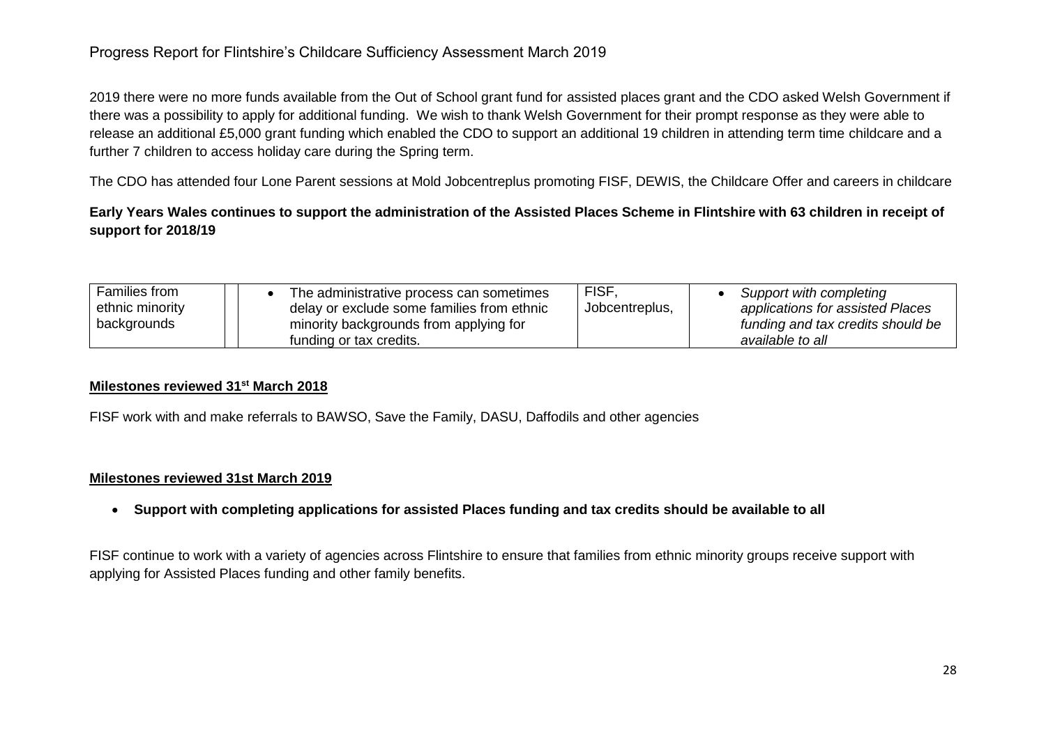2019 there were no more funds available from the Out of School grant fund for assisted places grant and the CDO asked Welsh Government if there was a possibility to apply for additional funding. We wish to thank Welsh Government for their prompt response as they were able to release an additional £5,000 grant funding which enabled the CDO to support an additional 19 children in attending term time childcare and a further 7 children to access holiday care during the Spring term.

The CDO has attended four Lone Parent sessions at Mold Jobcentreplus promoting FISF, DEWIS, the Childcare Offer and careers in childcare

**Early Years Wales continues to support the administration of the Assisted Places Scheme in Flintshire with 63 children in receipt of support for 2018/19**

| | | | | |
|---|---|---|---|---|
| Families from ethnic minority backgrounds | | • The administrative process can sometimes delay or exclude some families from ethnic minority backgrounds from applying for funding or tax credits. | FISF, Jobcentreplus, | • *Support with completing applications for assisted Places funding and tax credits should be available to all* |

**Milestones reviewed 31st March 2018**

FISF work with and make referrals to BAWSO, Save the Family, DASU, Daffodils and other agencies

**Milestones reviewed 31st March 2019**

- **Support with completing applications for assisted Places funding and tax credits should be available to all**

FISF continue to work with a variety of agencies across Flintshire to ensure that families from ethnic minority groups receive support with applying for Assisted Places funding and other family benefits.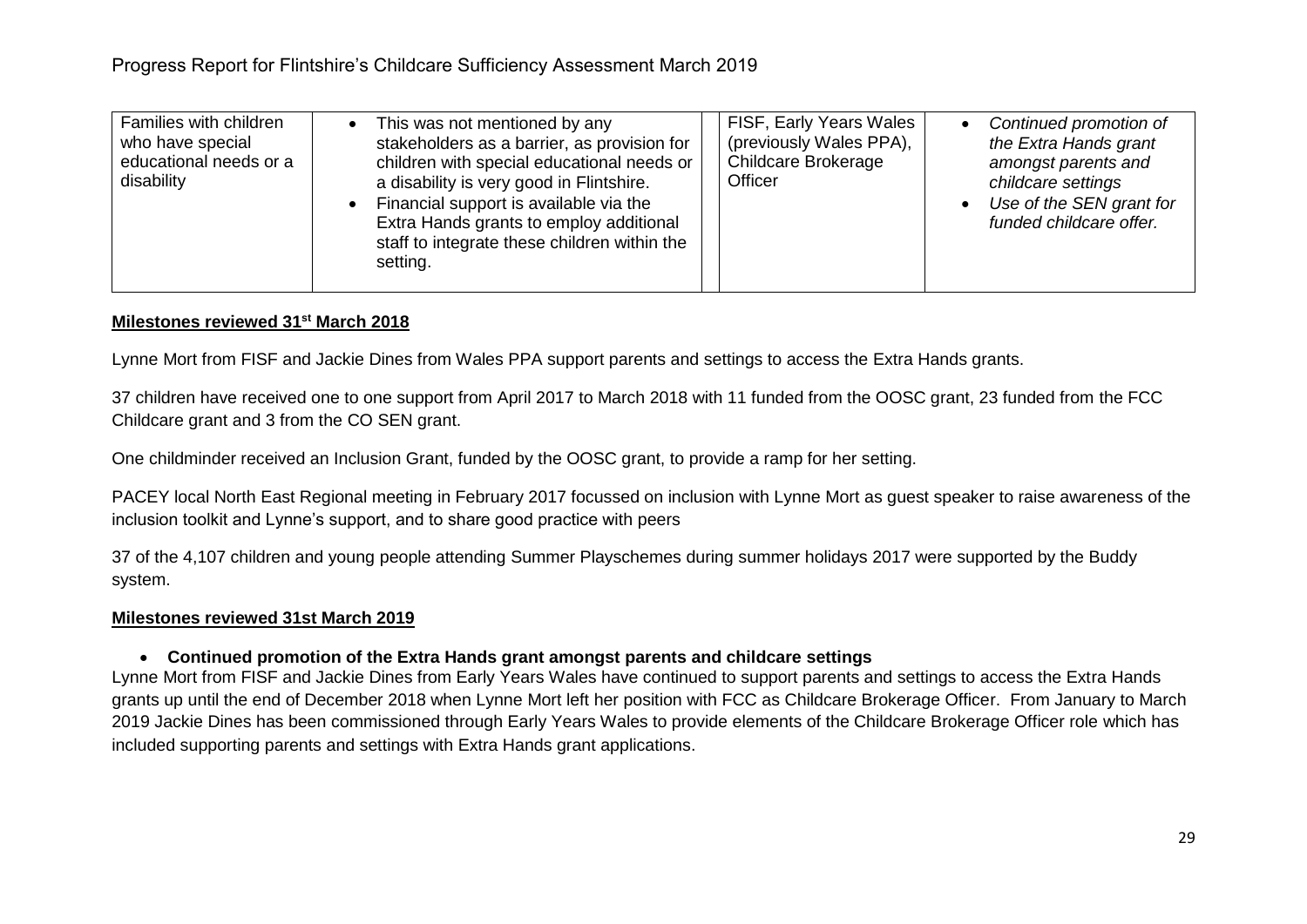| Families with children who have special educational needs or a disability | • This was not mentioned by any stakeholders as a barrier, as provision for children with special educational needs or a disability is very good in Flintshire.<br>• Financial support is available via the Extra Hands grants to employ additional staff to integrate these children within the setting. | | FISF, Early Years Wales (previously Wales PPA), Childcare Brokerage Officer | • *Continued promotion of the Extra Hands grant amongst parents and childcare settings*<br>• *Use of the SEN grant for funded childcare offer.* |
|---|---|---|---|---|

**Milestones reviewed 31st March 2018**

Lynne Mort from FISF and Jackie Dines from Wales PPA support parents and settings to access the Extra Hands grants.

37 children have received one to one support from April 2017 to March 2018 with 11 funded from the OOSC grant, 23 funded from the FCC Childcare grant and 3 from the CO SEN grant.

One childminder received an Inclusion Grant, funded by the OOSC grant, to provide a ramp for her setting.

PACEY local North East Regional meeting in February 2017 focussed on inclusion with Lynne Mort as guest speaker to raise awareness of the inclusion toolkit and Lynne's support, and to share good practice with peers

37 of the 4,107 children and young people attending Summer Playschemes during summer holidays 2017 were supported by the Buddy system.

**Milestones reviewed 31st March 2019**

- **Continued promotion of the Extra Hands grant amongst parents and childcare settings**

Lynne Mort from FISF and Jackie Dines from Early Years Wales have continued to support parents and settings to access the Extra Hands grants up until the end of December 2018 when Lynne Mort left her position with FCC as Childcare Brokerage Officer. From January to March 2019 Jackie Dines has been commissioned through Early Years Wales to provide elements of the Childcare Brokerage Officer role which has included supporting parents and settings with Extra Hands grant applications.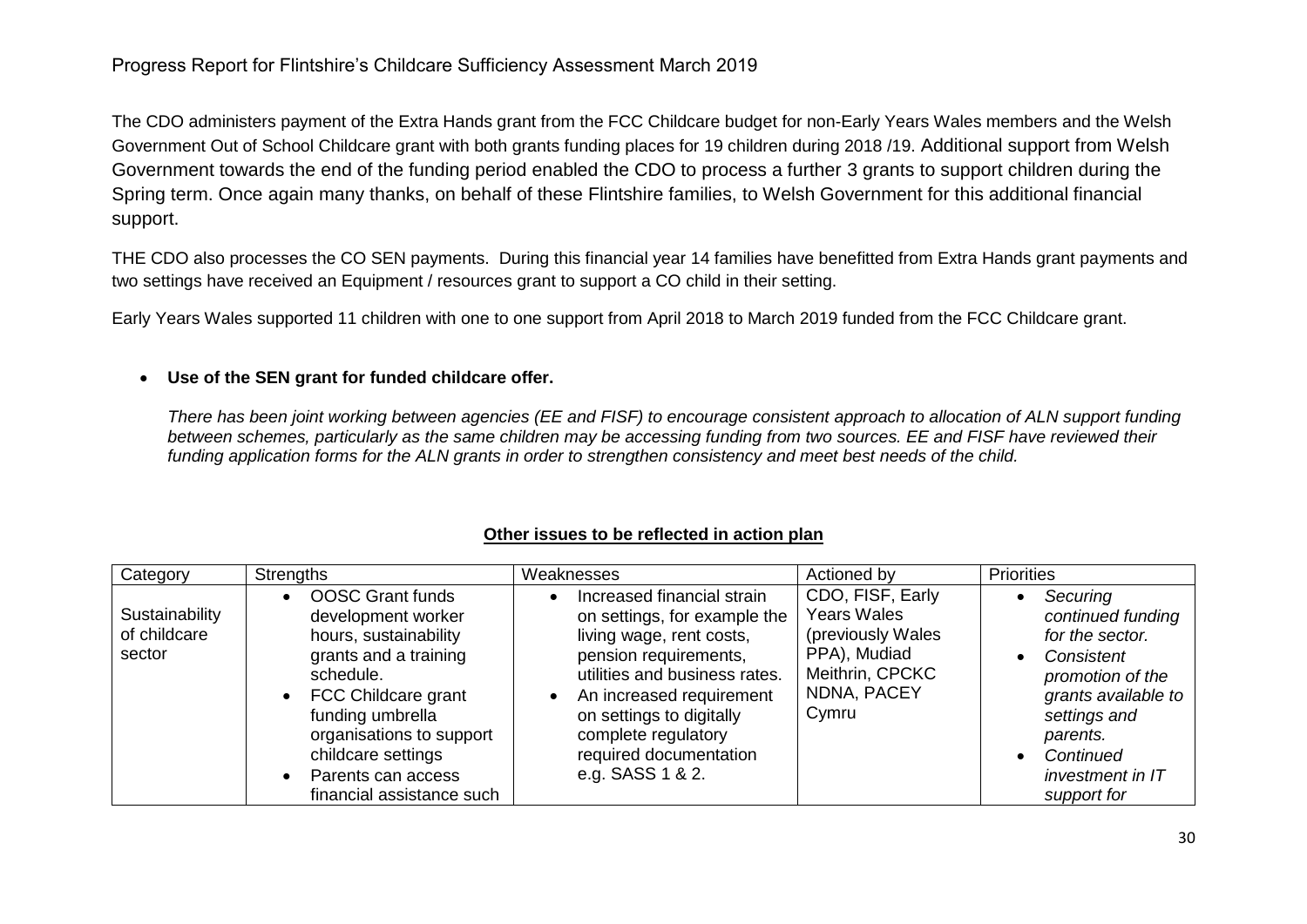The CDO administers payment of the Extra Hands grant from the FCC Childcare budget for non-Early Years Wales members and the Welsh Government Out of School Childcare grant with both grants funding places for 19 children during 2018 /19. Additional support from Welsh Government towards the end of the funding period enabled the CDO to process a further 3 grants to support children during the Spring term. Once again many thanks, on behalf of these Flintshire families, to Welsh Government for this additional financial support.

THE CDO also processes the CO SEN payments. During this financial year 14 families have benefitted from Extra Hands grant payments and two settings have received an Equipment / resources grant to support a CO child in their setting.

Early Years Wales supported 11 children with one to one support from April 2018 to March 2019 funded from the FCC Childcare grant.

- **Use of the SEN grant for funded childcare offer.**

  *There has been joint working between agencies (EE and FISF) to encourage consistent approach to allocation of ALN support funding between schemes, particularly as the same children may be accessing funding from two sources. EE and FISF have reviewed their funding application forms for the ALN grants in order to strengthen consistency and meet best needs of the child.*

**Other issues to be reflected in action plan**

| Category | Strengths | Weaknesses | Actioned by | Priorities |
|---|---|---|---|---|
| Sustainability of childcare sector | • OOSC Grant funds development worker hours, sustainability grants and a training schedule.<br>• FCC Childcare grant funding umbrella organisations to support childcare settings<br>• Parents can access financial assistance such | • Increased financial strain on settings, for example the living wage, rent costs, pension requirements, utilities and business rates.<br>• An increased requirement on settings to digitally complete regulatory required documentation e.g. SASS 1 & 2. | CDO, FISF, Early Years Wales (previously Wales PPA), Mudiad Meithrin, CPCKC NDNA, PACEY Cymru | • *Securing continued funding for the sector.*<br>• *Consistent promotion of the grants available to settings and parents.*<br>• *Continued investment in IT support for* |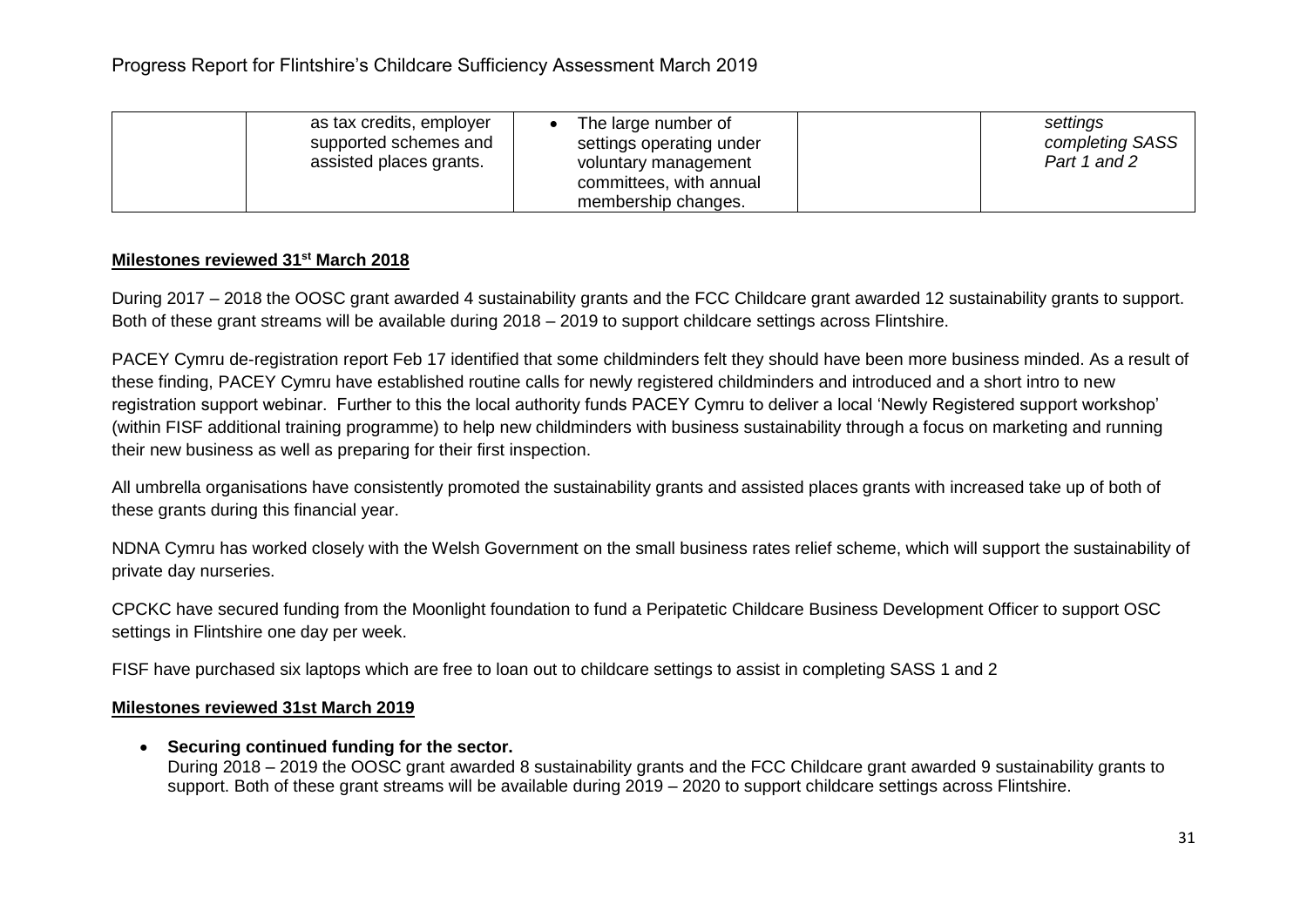| | as tax credits, employer supported schemes and assisted places grants. | • The large number of settings operating under voluntary management committees, with annual membership changes. | | *settings completing SASS Part 1 and 2* |
|---|---|---|---|---|

**Milestones reviewed 31st March 2018**

During 2017 – 2018 the OOSC grant awarded 4 sustainability grants and the FCC Childcare grant awarded 12 sustainability grants to support. Both of these grant streams will be available during 2018 – 2019 to support childcare settings across Flintshire.

PACEY Cymru de-registration report Feb 17 identified that some childminders felt they should have been more business minded. As a result of these finding, PACEY Cymru have established routine calls for newly registered childminders and introduced and a short intro to new registration support webinar. Further to this the local authority funds PACEY Cymru to deliver a local 'Newly Registered support workshop' (within FISF additional training programme) to help new childminders with business sustainability through a focus on marketing and running their new business as well as preparing for their first inspection.

All umbrella organisations have consistently promoted the sustainability grants and assisted places grants with increased take up of both of these grants during this financial year.

NDNA Cymru has worked closely with the Welsh Government on the small business rates relief scheme, which will support the sustainability of private day nurseries.

CPCKC have secured funding from the Moonlight foundation to fund a Peripatetic Childcare Business Development Officer to support OSC settings in Flintshire one day per week.

FISF have purchased six laptops which are free to loan out to childcare settings to assist in completing SASS 1 and 2

**Milestones reviewed 31st March 2019**

- **Securing continued funding for the sector.**
  During 2018 – 2019 the OOSC grant awarded 8 sustainability grants and the FCC Childcare grant awarded 9 sustainability grants to support. Both of these grant streams will be available during 2019 – 2020 to support childcare settings across Flintshire.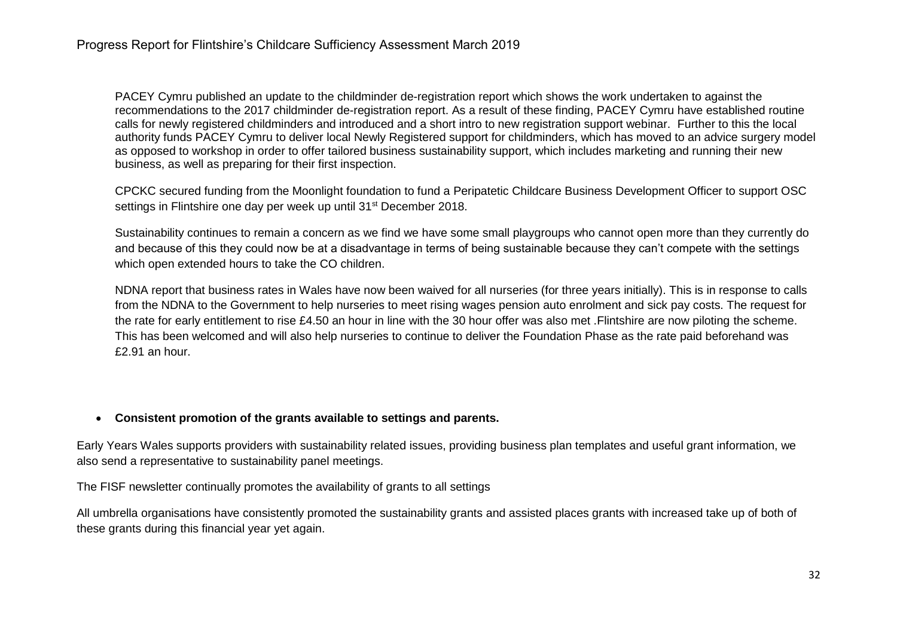PACEY Cymru published an update to the childminder de-registration report which shows the work undertaken to against the recommendations to the 2017 childminder de-registration report. As a result of these finding, PACEY Cymru have established routine calls for newly registered childminders and introduced and a short intro to new registration support webinar. Further to this the local authority funds PACEY Cymru to deliver local Newly Registered support for childminders, which has moved to an advice surgery model as opposed to workshop in order to offer tailored business sustainability support, which includes marketing and running their new business, as well as preparing for their first inspection.

CPCKC secured funding from the Moonlight foundation to fund a Peripatetic Childcare Business Development Officer to support OSC settings in Flintshire one day per week up until 31st December 2018.

Sustainability continues to remain a concern as we find we have some small playgroups who cannot open more than they currently do and because of this they could now be at a disadvantage in terms of being sustainable because they can't compete with the settings which open extended hours to take the CO children.

NDNA report that business rates in Wales have now been waived for all nurseries (for three years initially). This is in response to calls from the NDNA to the Government to help nurseries to meet rising wages pension auto enrolment and sick pay costs. The request for the rate for early entitlement to rise £4.50 an hour in line with the 30 hour offer was also met .Flintshire are now piloting the scheme. This has been welcomed and will also help nurseries to continue to deliver the Foundation Phase as the rate paid beforehand was £2.91 an hour.

- **Consistent promotion of the grants available to settings and parents.**

Early Years Wales supports providers with sustainability related issues, providing business plan templates and useful grant information, we also send a representative to sustainability panel meetings.

The FISF newsletter continually promotes the availability of grants to all settings

All umbrella organisations have consistently promoted the sustainability grants and assisted places grants with increased take up of both of these grants during this financial year yet again.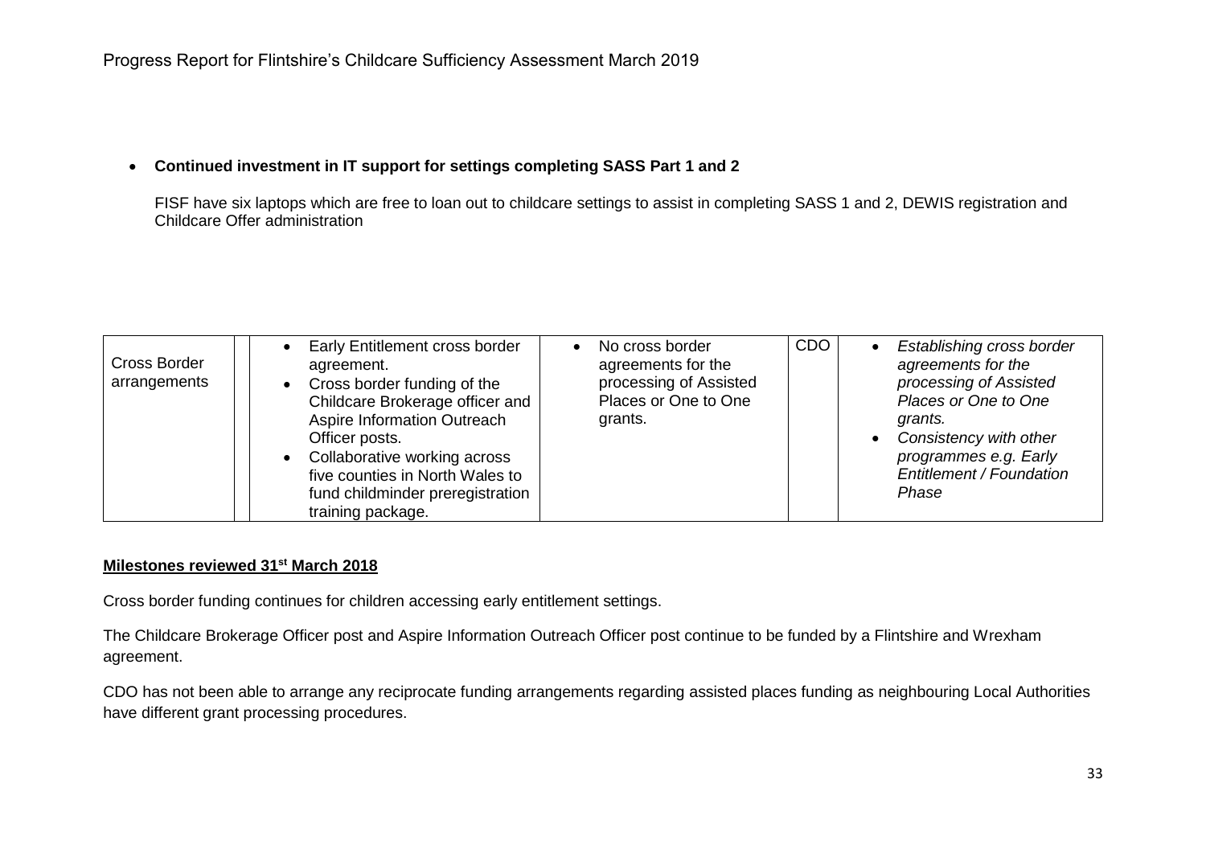- **Continued investment in IT support for settings completing SASS Part 1 and 2**

  FISF have six laptops which are free to loan out to childcare settings to assist in completing SASS 1 and 2, DEWIS registration and Childcare Offer administration

| | | | | | |
|---|---|---|---|---|---|
| Cross Border arrangements | | • Early Entitlement cross border agreement.<br>• Cross border funding of the Childcare Brokerage officer and Aspire Information Outreach Officer posts.<br>• Collaborative working across five counties in North Wales to fund childminder preregistration training package. | • No cross border agreements for the processing of Assisted Places or One to One grants. | CDO | • *Establishing cross border agreements for the processing of Assisted Places or One to One grants.*<br>• *Consistency with other programmes e.g. Early Entitlement / Foundation Phase* |

**<u>Milestones reviewed 31st March 2018</u>**

Cross border funding continues for children accessing early entitlement settings.

The Childcare Brokerage Officer post and Aspire Information Outreach Officer post continue to be funded by a Flintshire and Wrexham agreement.

CDO has not been able to arrange any reciprocate funding arrangements regarding assisted places funding as neighbouring Local Authorities have different grant processing procedures.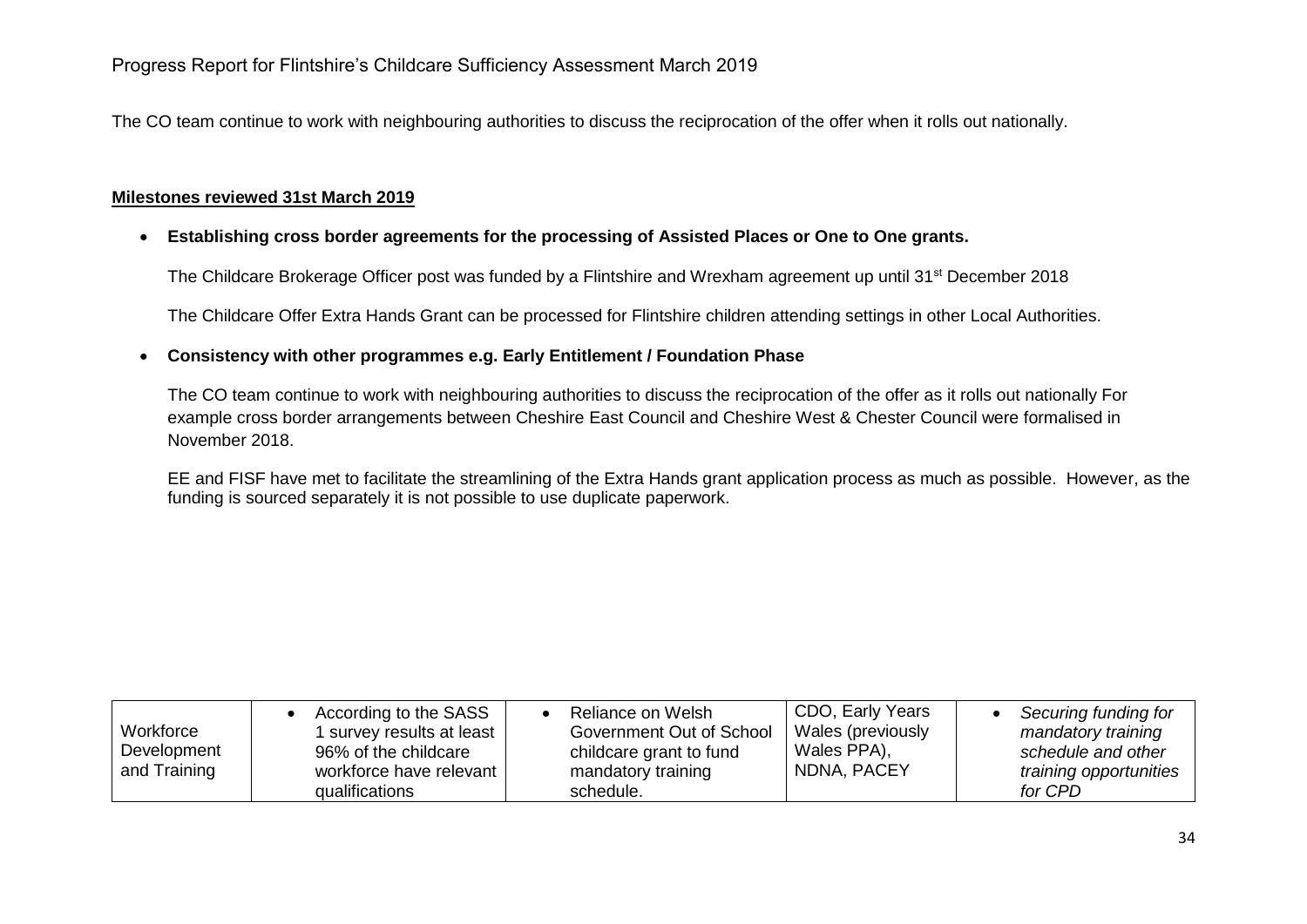The CO team continue to work with neighbouring authorities to discuss the reciprocation of the offer when it rolls out nationally.

**Milestones reviewed 31st March 2019**

- **Establishing cross border agreements for the processing of Assisted Places or One to One grants.**

  The Childcare Brokerage Officer post was funded by a Flintshire and Wrexham agreement up until 31st December 2018

  The Childcare Offer Extra Hands Grant can be processed for Flintshire children attending settings in other Local Authorities.

- **Consistency with other programmes e.g. Early Entitlement / Foundation Phase**

  The CO team continue to work with neighbouring authorities to discuss the reciprocation of the offer as it rolls out nationally For example cross border arrangements between Cheshire East Council and Cheshire West & Chester Council were formalised in November 2018.

  EE and FISF have met to facilitate the streamlining of the Extra Hands grant application process as much as possible. However, as the funding is sourced separately it is not possible to use duplicate paperwork.

| | | | | |
|---|---|---|---|---|
| Workforce Development and Training | • According to the SASS 1 survey results at least 96% of the childcare workforce have relevant qualifications | • Reliance on Welsh Government Out of School childcare grant to fund mandatory training schedule. | CDO, Early Years Wales (previously Wales PPA), NDNA, PACEY | • *Securing funding for mandatory training schedule and other training opportunities for CPD* |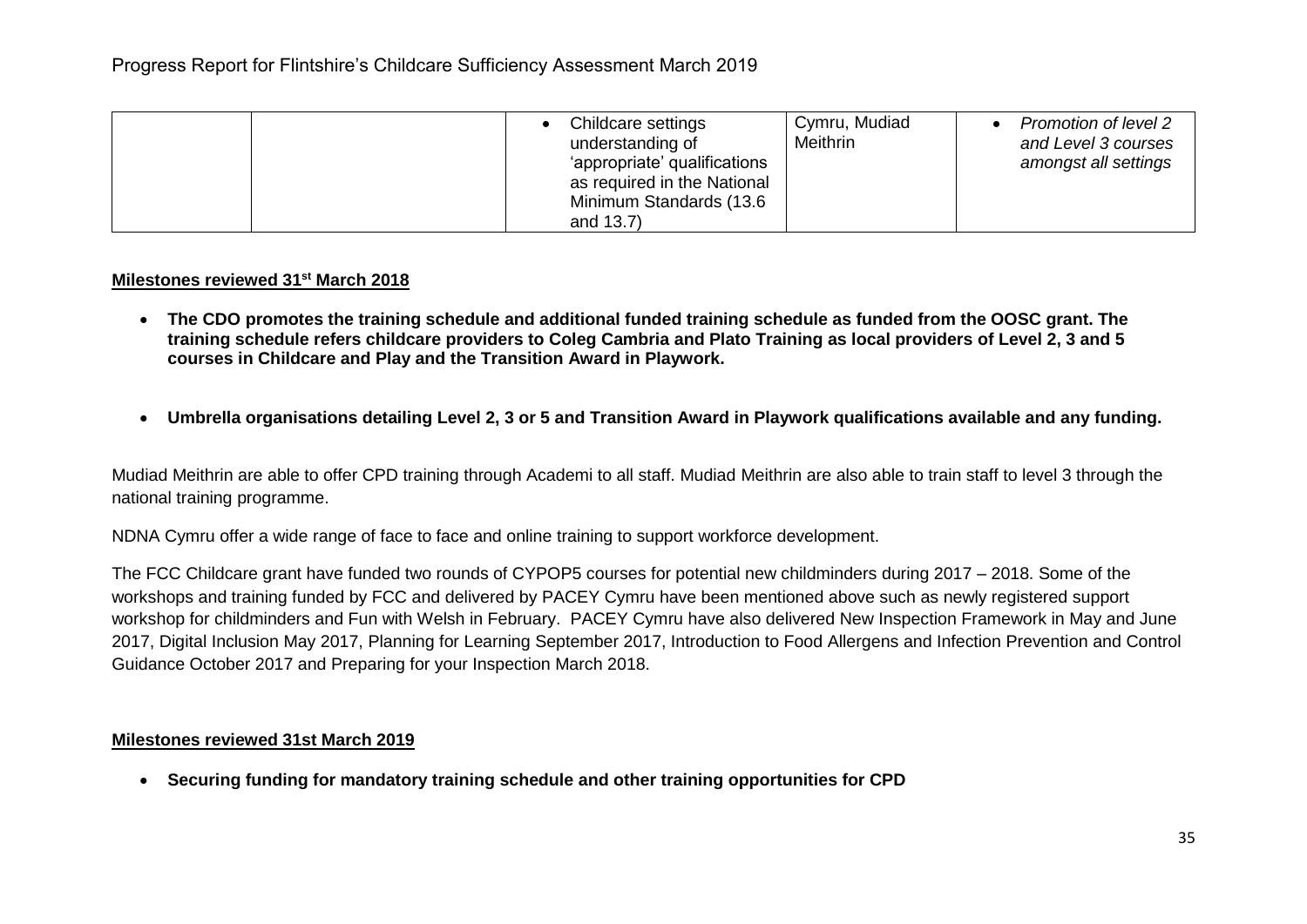| | | • Childcare settings understanding of 'appropriate' qualifications as required in the National Minimum Standards (13.6 and 13.7) | Cymru, Mudiad Meithrin | • *Promotion of level 2 and Level 3 courses amongst all settings* |
|---|---|---|---|---|

**Milestones reviewed 31st March 2018**

- **The CDO promotes the training schedule and additional funded training schedule as funded from the OOSC grant. The training schedule refers childcare providers to Coleg Cambria and Plato Training as local providers of Level 2, 3 and 5 courses in Childcare and Play and the Transition Award in Playwork.**

- **Umbrella organisations detailing Level 2, 3 or 5 and Transition Award in Playwork qualifications available and any funding.**

Mudiad Meithrin are able to offer CPD training through Academi to all staff. Mudiad Meithrin are also able to train staff to level 3 through the national training programme.

NDNA Cymru offer a wide range of face to face and online training to support workforce development.

The FCC Childcare grant have funded two rounds of CYPOP5 courses for potential new childminders during 2017 – 2018. Some of the workshops and training funded by FCC and delivered by PACEY Cymru have been mentioned above such as newly registered support workshop for childminders and Fun with Welsh in February. PACEY Cymru have also delivered New Inspection Framework in May and June 2017, Digital Inclusion May 2017, Planning for Learning September 2017, Introduction to Food Allergens and Infection Prevention and Control Guidance October 2017 and Preparing for your Inspection March 2018.

**Milestones reviewed 31st March 2019**

- **Securing funding for mandatory training schedule and other training opportunities for CPD**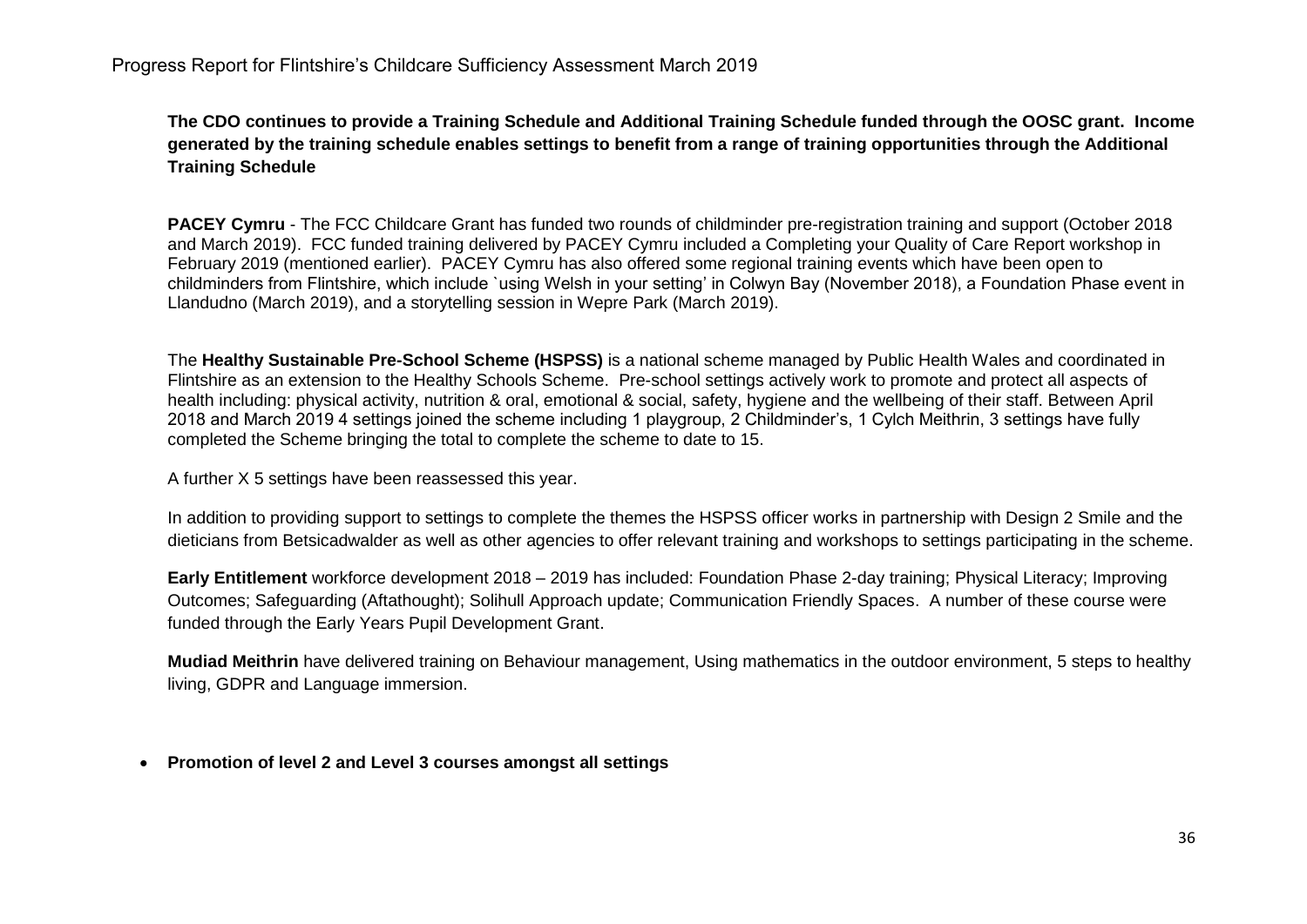**The CDO continues to provide a Training Schedule and Additional Training Schedule funded through the OOSC grant. Income generated by the training schedule enables settings to benefit from a range of training opportunities through the Additional Training Schedule**

**PACEY Cymru** - The FCC Childcare Grant has funded two rounds of childminder pre-registration training and support (October 2018 and March 2019). FCC funded training delivered by PACEY Cymru included a Completing your Quality of Care Report workshop in February 2019 (mentioned earlier). PACEY Cymru has also offered some regional training events which have been open to childminders from Flintshire, which include `using Welsh in your setting' in Colwyn Bay (November 2018), a Foundation Phase event in Llandudno (March 2019), and a storytelling session in Wepre Park (March 2019).

The **Healthy Sustainable Pre-School Scheme (HSPSS)** is a national scheme managed by Public Health Wales and coordinated in Flintshire as an extension to the Healthy Schools Scheme. Pre-school settings actively work to promote and protect all aspects of health including: physical activity, nutrition & oral, emotional & social, safety, hygiene and the wellbeing of their staff. Between April 2018 and March 2019 4 settings joined the scheme including 1 playgroup, 2 Childminder's, 1 Cylch Meithrin, 3 settings have fully completed the Scheme bringing the total to complete the scheme to date to 15.

A further X 5 settings have been reassessed this year.

In addition to providing support to settings to complete the themes the HSPSS officer works in partnership with Design 2 Smile and the dieticians from Betsicadwalder as well as other agencies to offer relevant training and workshops to settings participating in the scheme.

**Early Entitlement** workforce development 2018 – 2019 has included: Foundation Phase 2-day training; Physical Literacy; Improving Outcomes; Safeguarding (Aftathought); Solihull Approach update; Communication Friendly Spaces. A number of these course were funded through the Early Years Pupil Development Grant.

**Mudiad Meithrin** have delivered training on Behaviour management, Using mathematics in the outdoor environment, 5 steps to healthy living, GDPR and Language immersion.

- **Promotion of level 2 and Level 3 courses amongst all settings**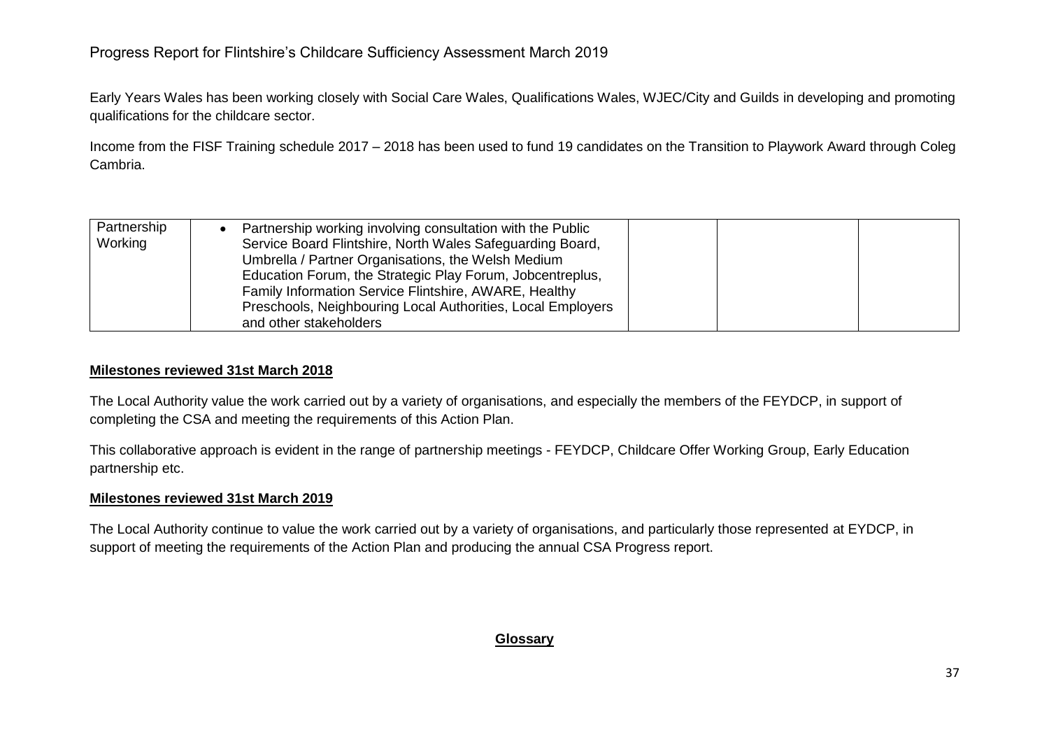Early Years Wales has been working closely with Social Care Wales, Qualifications Wales, WJEC/City and Guilds in developing and promoting qualifications for the childcare sector.

Income from the FISF Training schedule 2017 – 2018 has been used to fund 19 candidates on the Transition to Playwork Award through Coleg Cambria.

| Partnership Working | • Partnership working involving consultation with the Public Service Board Flintshire, North Wales Safeguarding Board, Umbrella / Partner Organisations, the Welsh Medium Education Forum, the Strategic Play Forum, Jobcentreplus, Family Information Service Flintshire, AWARE, Healthy Preschools, Neighbouring Local Authorities, Local Employers and other stakeholders | | | |
|---|---|---|---|---|

**Milestones reviewed 31st March 2018**

The Local Authority value the work carried out by a variety of organisations, and especially the members of the FEYDCP, in support of completing the CSA and meeting the requirements of this Action Plan.

This collaborative approach is evident in the range of partnership meetings - FEYDCP, Childcare Offer Working Group, Early Education partnership etc.

**Milestones reviewed 31st March 2019**

The Local Authority continue to value the work carried out by a variety of organisations, and particularly those represented at EYDCP, in support of meeting the requirements of the Action Plan and producing the annual CSA Progress report.

## Glossary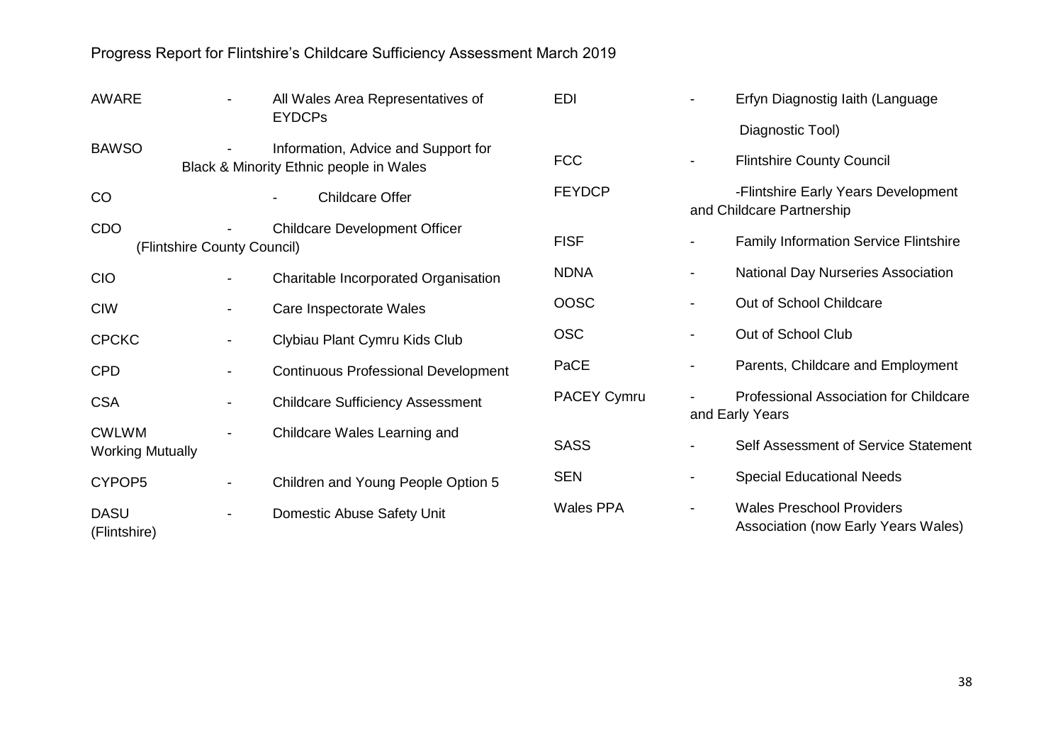Progress Report for Flintshire's Childcare Sufficiency Assessment March 2019

| | | |
|---|---|---|
| AWARE | - | All Wales Area Representatives of EYDCPs |
| BAWSO | - | Information, Advice and Support for Black & Minority Ethnic people in Wales |
| CO | - | Childcare Offer |
| CDO | - | Childcare Development Officer (Flintshire County Council) |
| CIO | - | Charitable Incorporated Organisation |
| CIW | - | Care Inspectorate Wales |
| CPCKC | - | Clybiau Plant Cymru Kids Club |
| CPD | - | Continuous Professional Development |
| CSA | - | Childcare Sufficiency Assessment |
| CWLWM | - | Childcare Wales Learning and Working Mutually |
| CYPOP5 | - | Children and Young People Option 5 |
| DASU (Flintshire) | - | Domestic Abuse Safety Unit |
| EDI | - | Erfyn Diagnostig Iaith (Language Diagnostic Tool) |
| FCC | - | Flintshire County Council |
| FEYDCP | - | Flintshire Early Years Development and Childcare Partnership |
| FISF | - | Family Information Service Flintshire |
| NDNA | - | National Day Nurseries Association |
| OOSC | - | Out of School Childcare |
| OSC | - | Out of School Club |
| PaCE | - | Parents, Childcare and Employment |
| PACEY Cymru | - | Professional Association for Childcare and Early Years |
| SASS | - | Self Assessment of Service Statement |
| SEN | - | Special Educational Needs |
| Wales PPA | - | Wales Preschool Providers Association (now Early Years Wales) |